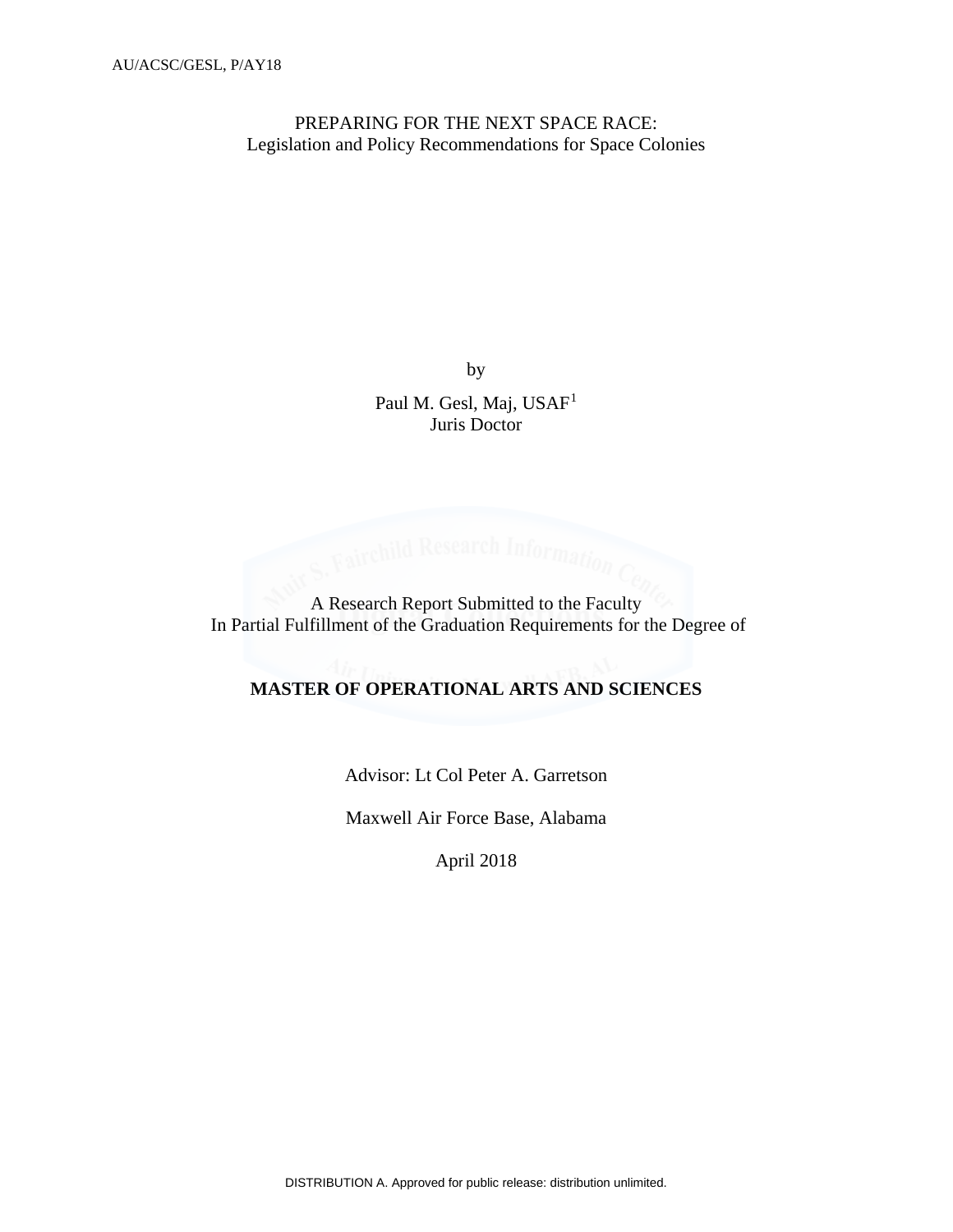AU/ACSC/GESL, P/AY18

# PREPARING FOR THE NEXT SPACE RACE:
## Legislation and Policy Recommendations for Space Colonies

by

Paul M. Gesl, Maj, USAF[1]
Juris Doctor

A Research Report Submitted to the Faculty
In Partial Fulfillment of the Graduation Requirements for the Degree of

**MASTER OF OPERATIONAL ARTS AND SCIENCES**

Advisor: Lt Col Peter A. Garretson

Maxwell Air Force Base, Alabama

April 2018

DISTRIBUTION A. Approved for public release: distribution unlimited.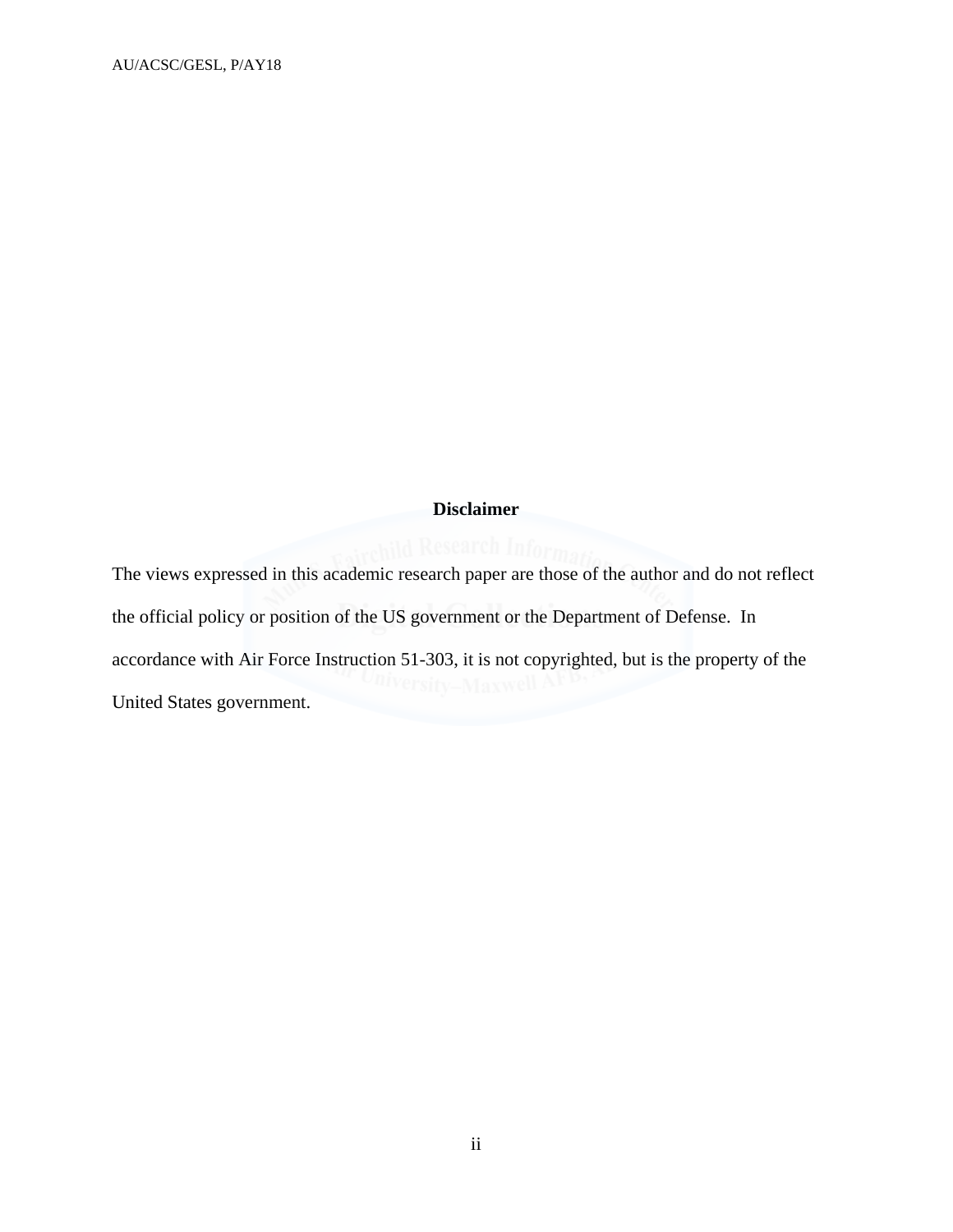**Disclaimer**

The views expressed in this academic research paper are those of the author and do not reflect the official policy or position of the US government or the Department of Defense. In accordance with Air Force Instruction 51-303, it is not copyrighted, but is the property of the United States government.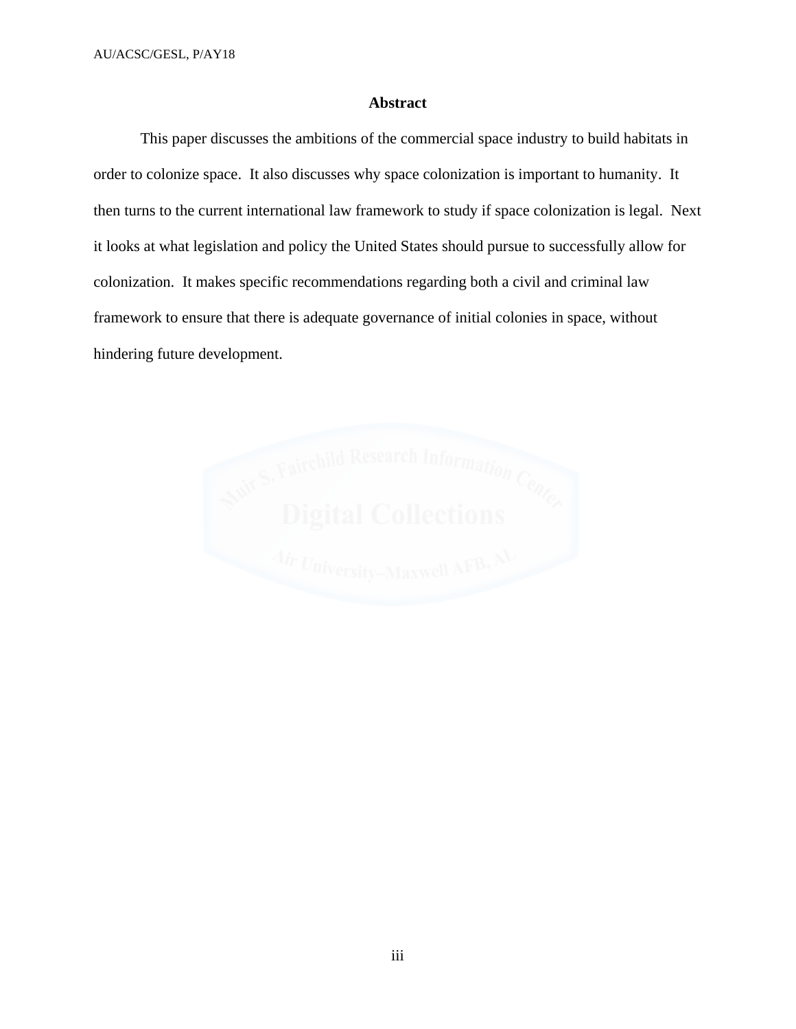## Abstract

This paper discusses the ambitions of the commercial space industry to build habitats in order to colonize space. It also discusses why space colonization is important to humanity. It then turns to the current international law framework to study if space colonization is legal. Next it looks at what legislation and policy the United States should pursue to successfully allow for colonization. It makes specific recommendations regarding both a civil and criminal law framework to ensure that there is adequate governance of initial colonies in space, without hindering future development.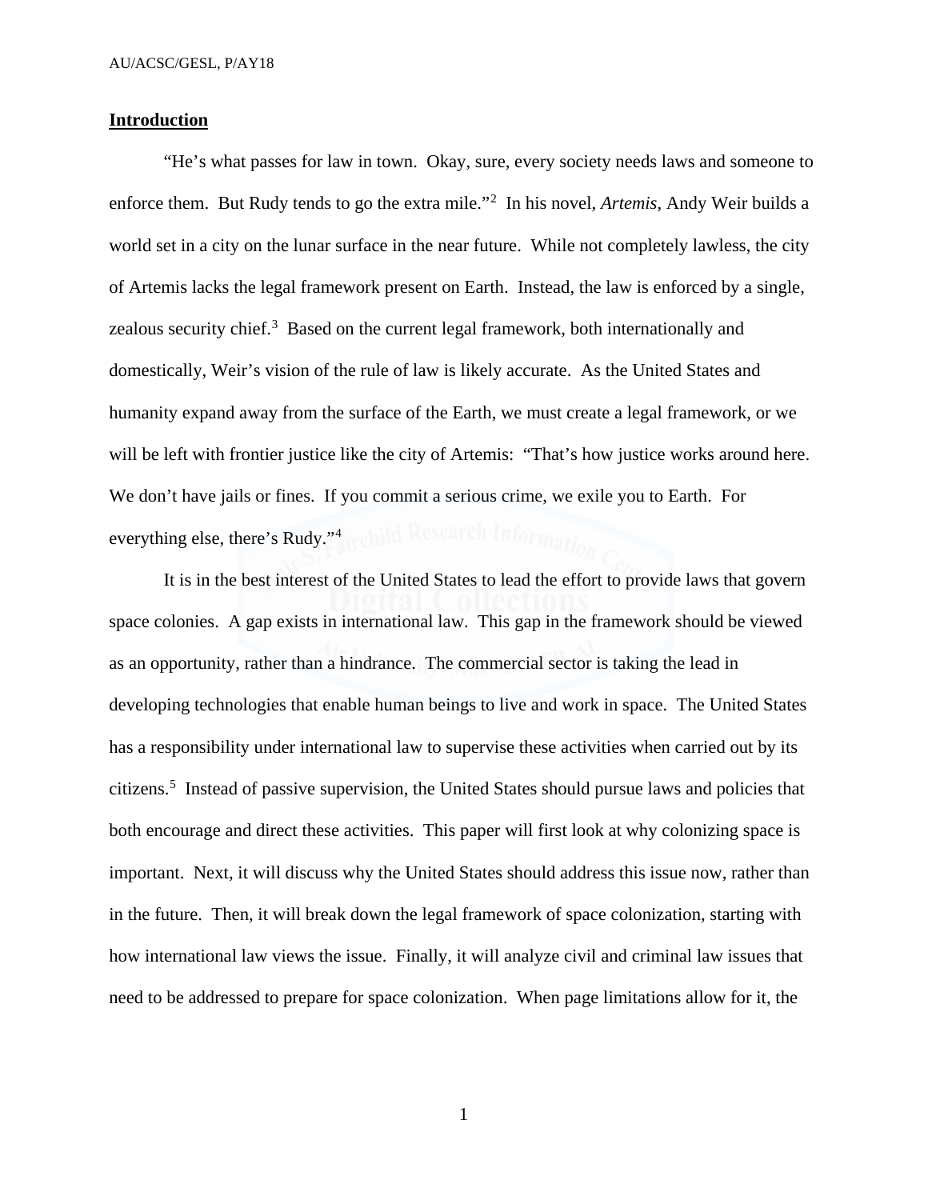## Introduction

"He's what passes for law in town. Okay, sure, every society needs laws and someone to enforce them. But Rudy tends to go the extra mile."[2] In his novel, *Artemis*, Andy Weir builds a world set in a city on the lunar surface in the near future. While not completely lawless, the city of Artemis lacks the legal framework present on Earth. Instead, the law is enforced by a single, zealous security chief.[3] Based on the current legal framework, both internationally and domestically, Weir's vision of the rule of law is likely accurate. As the United States and humanity expand away from the surface of the Earth, we must create a legal framework, or we will be left with frontier justice like the city of Artemis: "That's how justice works around here. We don't have jails or fines. If you commit a serious crime, we exile you to Earth. For everything else, there's Rudy."[4]

It is in the best interest of the United States to lead the effort to provide laws that govern space colonies. A gap exists in international law. This gap in the framework should be viewed as an opportunity, rather than a hindrance. The commercial sector is taking the lead in developing technologies that enable human beings to live and work in space. The United States has a responsibility under international law to supervise these activities when carried out by its citizens.[5] Instead of passive supervision, the United States should pursue laws and policies that both encourage and direct these activities. This paper will first look at why colonizing space is important. Next, it will discuss why the United States should address this issue now, rather than in the future. Then, it will break down the legal framework of space colonization, starting with how international law views the issue. Finally, it will analyze civil and criminal law issues that need to be addressed to prepare for space colonization. When page limitations allow for it, the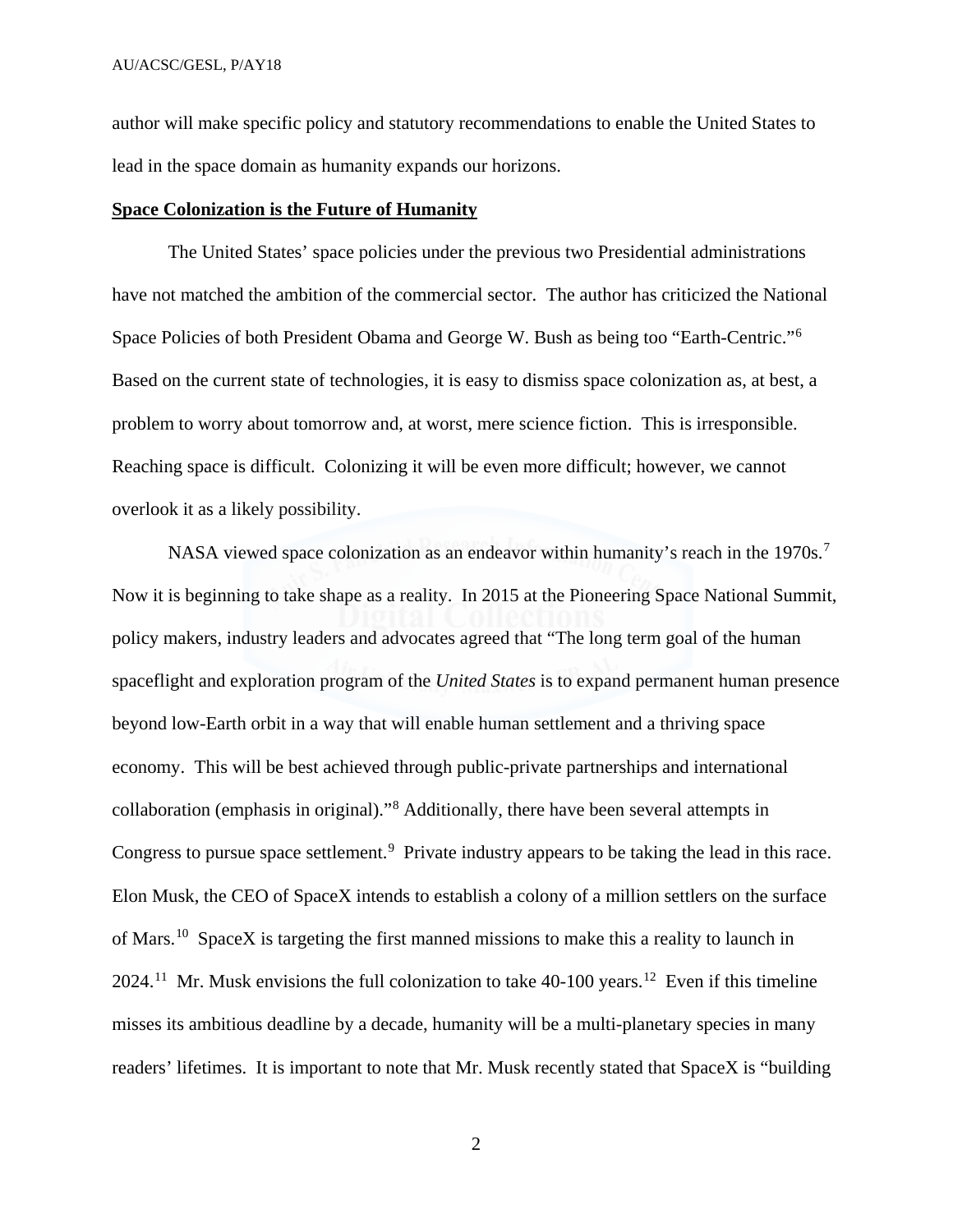author will make specific policy and statutory recommendations to enable the United States to lead in the space domain as humanity expands our horizons.

**Space Colonization is the Future of Humanity**

The United States' space policies under the previous two Presidential administrations have not matched the ambition of the commercial sector. The author has criticized the National Space Policies of both President Obama and George W. Bush as being too "Earth-Centric."[6] Based on the current state of technologies, it is easy to dismiss space colonization as, at best, a problem to worry about tomorrow and, at worst, mere science fiction. This is irresponsible. Reaching space is difficult. Colonizing it will be even more difficult; however, we cannot overlook it as a likely possibility.

NASA viewed space colonization as an endeavor within humanity's reach in the 1970s.[7] Now it is beginning to take shape as a reality. In 2015 at the Pioneering Space National Summit, policy makers, industry leaders and advocates agreed that "The long term goal of the human spaceflight and exploration program of the *United States* is to expand permanent human presence beyond low-Earth orbit in a way that will enable human settlement and a thriving space economy. This will be best achieved through public-private partnerships and international collaboration (emphasis in original)."[8] Additionally, there have been several attempts in Congress to pursue space settlement.[9] Private industry appears to be taking the lead in this race. Elon Musk, the CEO of SpaceX intends to establish a colony of a million settlers on the surface of Mars.[10] SpaceX is targeting the first manned missions to make this a reality to launch in 2024.[11] Mr. Musk envisions the full colonization to take 40-100 years.[12] Even if this timeline misses its ambitious deadline by a decade, humanity will be a multi-planetary species in many readers' lifetimes. It is important to note that Mr. Musk recently stated that SpaceX is "building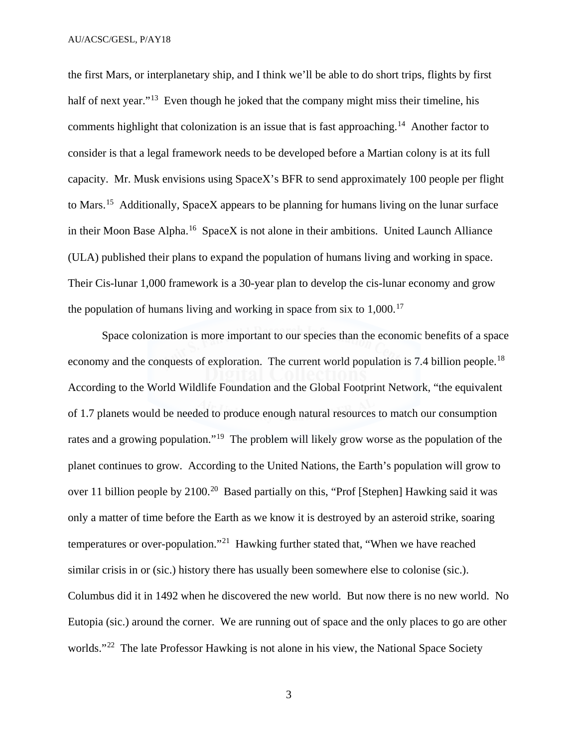the first Mars, or interplanetary ship, and I think we'll be able to do short trips, flights by first half of next year."[13] Even though he joked that the company might miss their timeline, his comments highlight that colonization is an issue that is fast approaching.[14] Another factor to consider is that a legal framework needs to be developed before a Martian colony is at its full capacity. Mr. Musk envisions using SpaceX's BFR to send approximately 100 people per flight to Mars.[15] Additionally, SpaceX appears to be planning for humans living on the lunar surface in their Moon Base Alpha.[16] SpaceX is not alone in their ambitions. United Launch Alliance (ULA) published their plans to expand the population of humans living and working in space. Their Cis-lunar 1,000 framework is a 30-year plan to develop the cis-lunar economy and grow the population of humans living and working in space from six to 1,000.[17]

Space colonization is more important to our species than the economic benefits of a space economy and the conquests of exploration. The current world population is 7.4 billion people.[18] According to the World Wildlife Foundation and the Global Footprint Network, "the equivalent of 1.7 planets would be needed to produce enough natural resources to match our consumption rates and a growing population."[19] The problem will likely grow worse as the population of the planet continues to grow. According to the United Nations, the Earth's population will grow to over 11 billion people by 2100.[20] Based partially on this, "Prof [Stephen] Hawking said it was only a matter of time before the Earth as we know it is destroyed by an asteroid strike, soaring temperatures or over-population."[21] Hawking further stated that, "When we have reached similar crisis in or (sic.) history there has usually been somewhere else to colonise (sic.). Columbus did it in 1492 when he discovered the new world. But now there is no new world. No Eutopia (sic.) around the corner. We are running out of space and the only places to go are other worlds."[22] The late Professor Hawking is not alone in his view, the National Space Society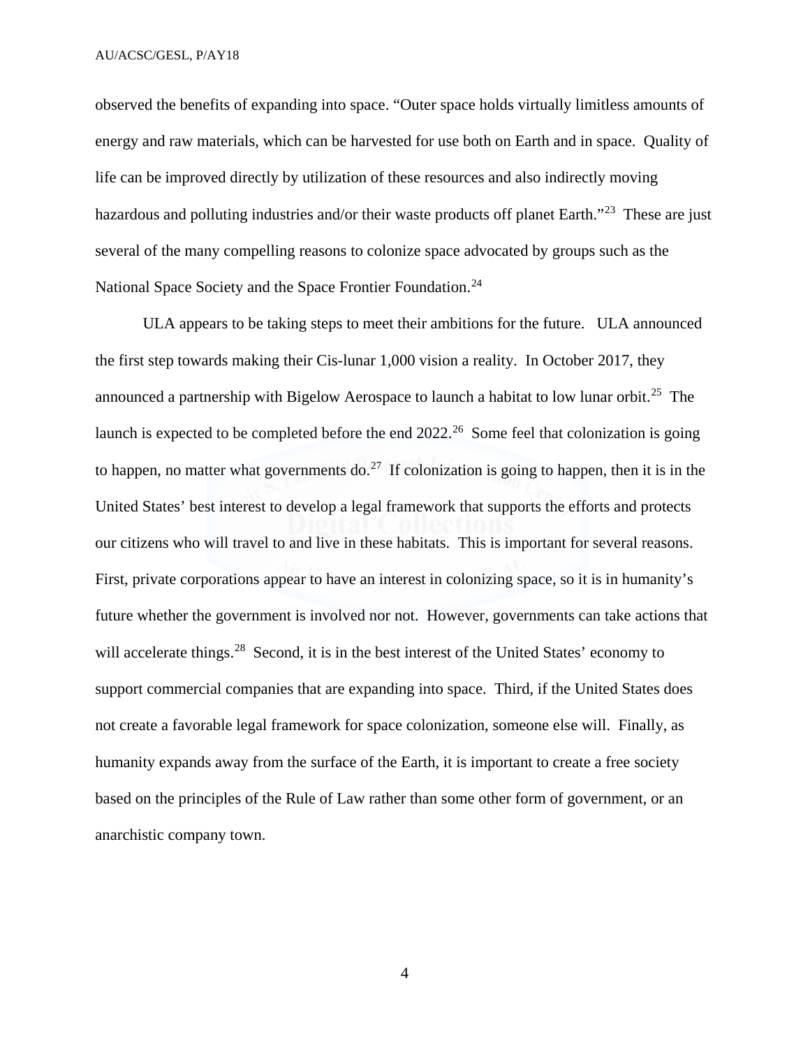observed the benefits of expanding into space. "Outer space holds virtually limitless amounts of energy and raw materials, which can be harvested for use both on Earth and in space. Quality of life can be improved directly by utilization of these resources and also indirectly moving hazardous and polluting industries and/or their waste products off planet Earth."[23] These are just several of the many compelling reasons to colonize space advocated by groups such as the National Space Society and the Space Frontier Foundation.[24]

ULA appears to be taking steps to meet their ambitions for the future. ULA announced the first step towards making their Cis-lunar 1,000 vision a reality. In October 2017, they announced a partnership with Bigelow Aerospace to launch a habitat to low lunar orbit.[25] The launch is expected to be completed before the end 2022.[26] Some feel that colonization is going to happen, no matter what governments do.[27] If colonization is going to happen, then it is in the United States' best interest to develop a legal framework that supports the efforts and protects our citizens who will travel to and live in these habitats. This is important for several reasons. First, private corporations appear to have an interest in colonizing space, so it is in humanity's future whether the government is involved nor not. However, governments can take actions that will accelerate things.[28] Second, it is in the best interest of the United States' economy to support commercial companies that are expanding into space. Third, if the United States does not create a favorable legal framework for space colonization, someone else will. Finally, as humanity expands away from the surface of the Earth, it is important to create a free society based on the principles of the Rule of Law rather than some other form of government, or an anarchistic company town.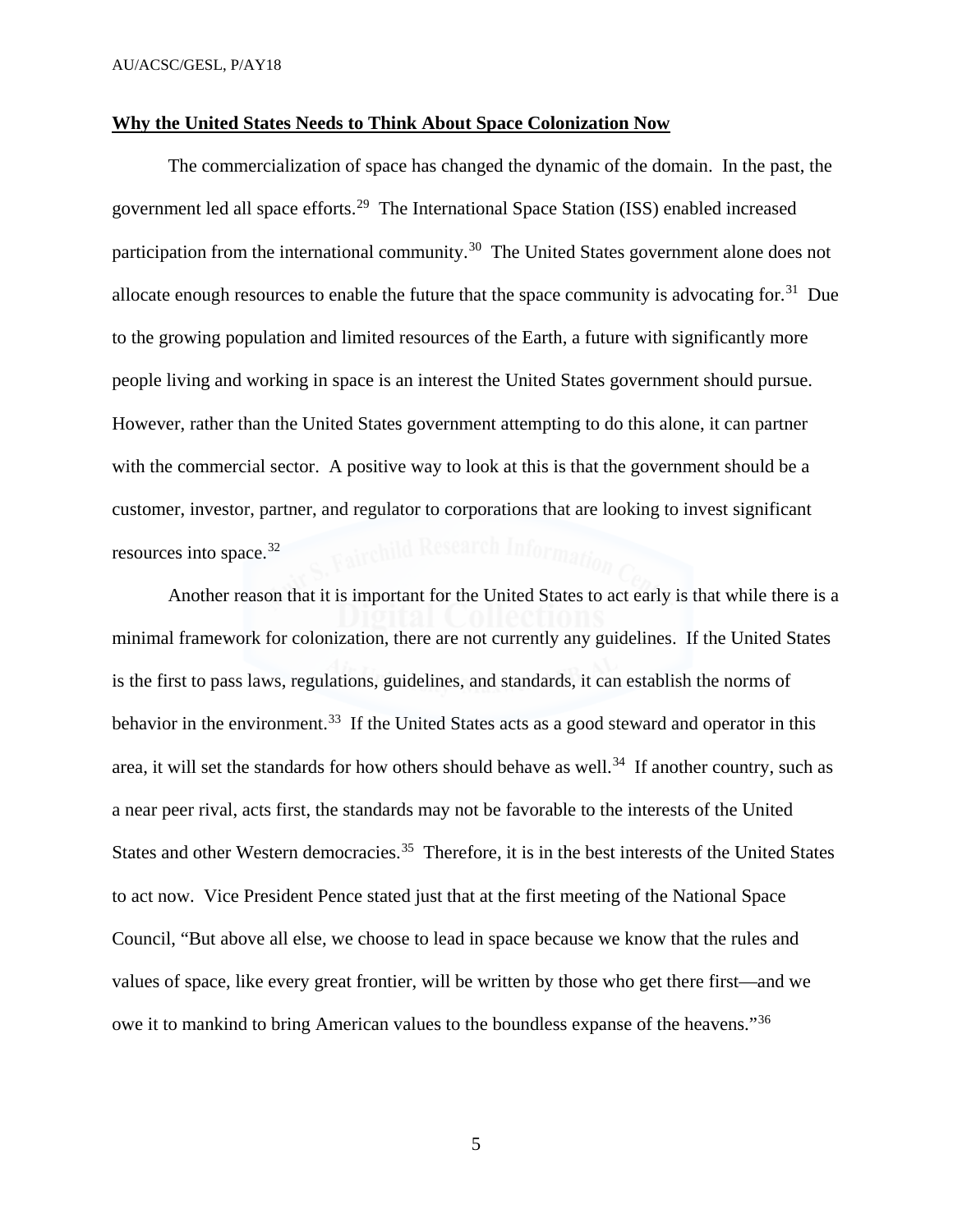**Why the United States Needs to Think About Space Colonization Now**

The commercialization of space has changed the dynamic of the domain. In the past, the government led all space efforts.[29] The International Space Station (ISS) enabled increased participation from the international community.[30] The United States government alone does not allocate enough resources to enable the future that the space community is advocating for.[31] Due to the growing population and limited resources of the Earth, a future with significantly more people living and working in space is an interest the United States government should pursue. However, rather than the United States government attempting to do this alone, it can partner with the commercial sector. A positive way to look at this is that the government should be a customer, investor, partner, and regulator to corporations that are looking to invest significant resources into space.[32]

Another reason that it is important for the United States to act early is that while there is a minimal framework for colonization, there are not currently any guidelines. If the United States is the first to pass laws, regulations, guidelines, and standards, it can establish the norms of behavior in the environment.[33] If the United States acts as a good steward and operator in this area, it will set the standards for how others should behave as well.[34] If another country, such as a near peer rival, acts first, the standards may not be favorable to the interests of the United States and other Western democracies.[35] Therefore, it is in the best interests of the United States to act now. Vice President Pence stated just that at the first meeting of the National Space Council, "But above all else, we choose to lead in space because we know that the rules and values of space, like every great frontier, will be written by those who get there first—and we owe it to mankind to bring American values to the boundless expanse of the heavens."[36]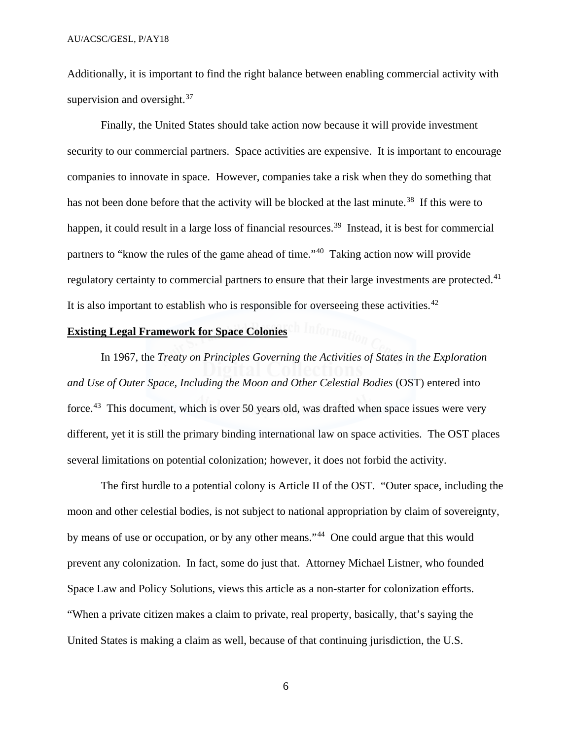Additionally, it is important to find the right balance between enabling commercial activity with supervision and oversight.[37]

Finally, the United States should take action now because it will provide investment security to our commercial partners. Space activities are expensive. It is important to encourage companies to innovate in space. However, companies take a risk when they do something that has not been done before that the activity will be blocked at the last minute.[38] If this were to happen, it could result in a large loss of financial resources.[39] Instead, it is best for commercial partners to "know the rules of the game ahead of time."[40] Taking action now will provide regulatory certainty to commercial partners to ensure that their large investments are protected.[41] It is also important to establish who is responsible for overseeing these activities.[42]

**Existing Legal Framework for Space Colonies**

In 1967, the *Treaty on Principles Governing the Activities of States in the Exploration and Use of Outer Space, Including the Moon and Other Celestial Bodies* (OST) entered into force.[43] This document, which is over 50 years old, was drafted when space issues were very different, yet it is still the primary binding international law on space activities. The OST places several limitations on potential colonization; however, it does not forbid the activity.

The first hurdle to a potential colony is Article II of the OST. "Outer space, including the moon and other celestial bodies, is not subject to national appropriation by claim of sovereignty, by means of use or occupation, or by any other means."[44] One could argue that this would prevent any colonization. In fact, some do just that. Attorney Michael Listner, who founded Space Law and Policy Solutions, views this article as a non-starter for colonization efforts. "When a private citizen makes a claim to private, real property, basically, that's saying the United States is making a claim as well, because of that continuing jurisdiction, the U.S.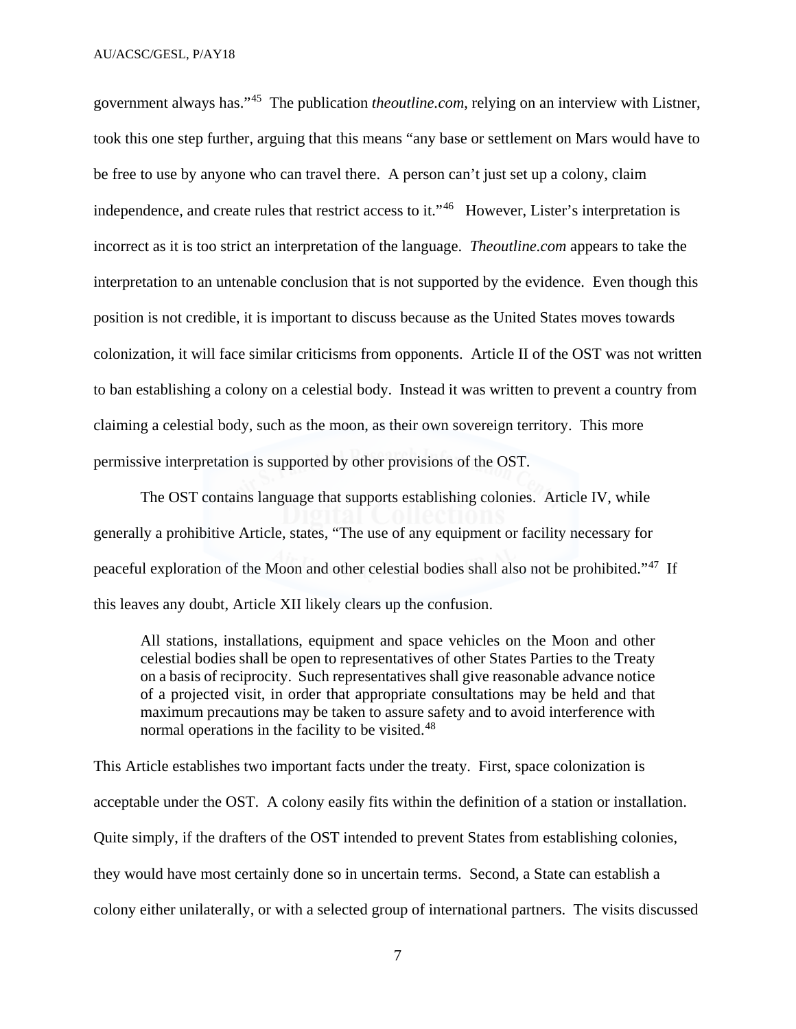government always has."[45] The publication *theoutline.com*, relying on an interview with Listner, took this one step further, arguing that this means "any base or settlement on Mars would have to be free to use by anyone who can travel there. A person can't just set up a colony, claim independence, and create rules that restrict access to it."[46] However, Lister's interpretation is incorrect as it is too strict an interpretation of the language. *Theoutline.com* appears to take the interpretation to an untenable conclusion that is not supported by the evidence. Even though this position is not credible, it is important to discuss because as the United States moves towards colonization, it will face similar criticisms from opponents. Article II of the OST was not written to ban establishing a colony on a celestial body. Instead it was written to prevent a country from claiming a celestial body, such as the moon, as their own sovereign territory. This more permissive interpretation is supported by other provisions of the OST.

The OST contains language that supports establishing colonies. Article IV, while generally a prohibitive Article, states, "The use of any equipment or facility necessary for peaceful exploration of the Moon and other celestial bodies shall also not be prohibited."[47] If this leaves any doubt, Article XII likely clears up the confusion.

> All stations, installations, equipment and space vehicles on the Moon and other celestial bodies shall be open to representatives of other States Parties to the Treaty on a basis of reciprocity. Such representatives shall give reasonable advance notice of a projected visit, in order that appropriate consultations may be held and that maximum precautions may be taken to assure safety and to avoid interference with normal operations in the facility to be visited.[48]

This Article establishes two important facts under the treaty. First, space colonization is acceptable under the OST. A colony easily fits within the definition of a station or installation. Quite simply, if the drafters of the OST intended to prevent States from establishing colonies, they would have most certainly done so in uncertain terms. Second, a State can establish a colony either unilaterally, or with a selected group of international partners. The visits discussed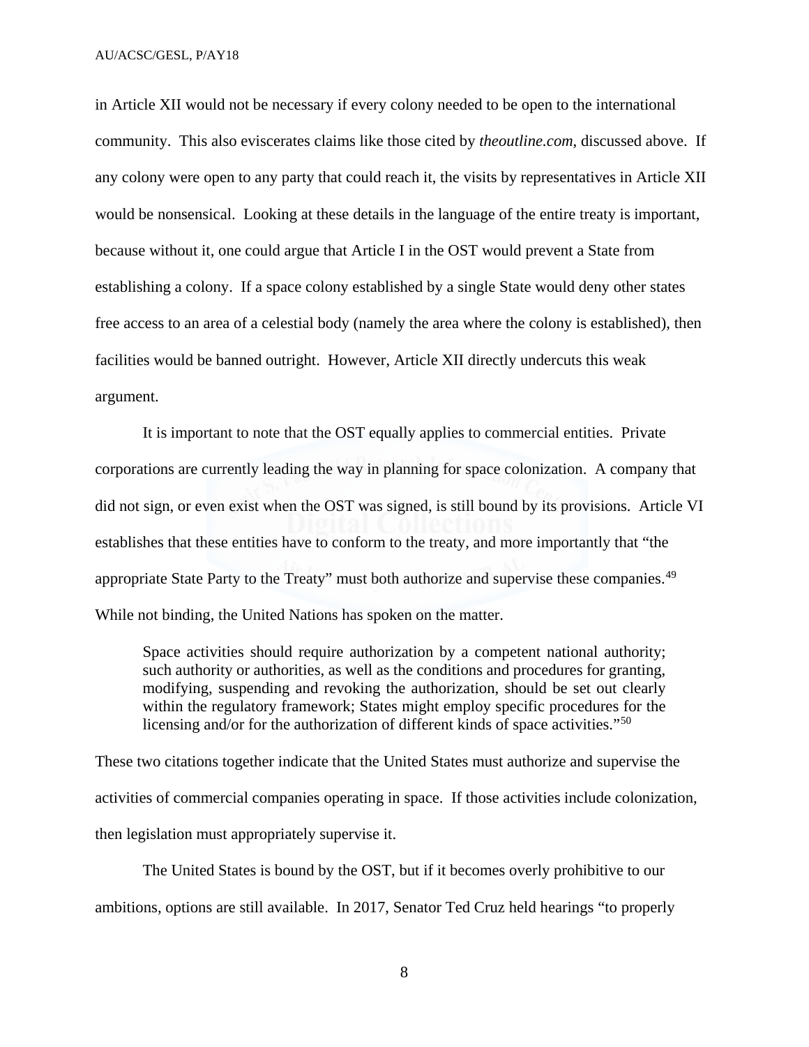in Article XII would not be necessary if every colony needed to be open to the international community. This also eviscerates claims like those cited by *theoutline.com*, discussed above. If any colony were open to any party that could reach it, the visits by representatives in Article XII would be nonsensical. Looking at these details in the language of the entire treaty is important, because without it, one could argue that Article I in the OST would prevent a State from establishing a colony. If a space colony established by a single State would deny other states free access to an area of a celestial body (namely the area where the colony is established), then facilities would be banned outright. However, Article XII directly undercuts this weak argument.

It is important to note that the OST equally applies to commercial entities. Private corporations are currently leading the way in planning for space colonization. A company that did not sign, or even exist when the OST was signed, is still bound by its provisions. Article VI establishes that these entities have to conform to the treaty, and more importantly that "the appropriate State Party to the Treaty" must both authorize and supervise these companies.[49] While not binding, the United Nations has spoken on the matter.

> Space activities should require authorization by a competent national authority; such authority or authorities, as well as the conditions and procedures for granting, modifying, suspending and revoking the authorization, should be set out clearly within the regulatory framework; States might employ specific procedures for the licensing and/or for the authorization of different kinds of space activities."[50]

These two citations together indicate that the United States must authorize and supervise the activities of commercial companies operating in space. If those activities include colonization, then legislation must appropriately supervise it.

The United States is bound by the OST, but if it becomes overly prohibitive to our ambitions, options are still available. In 2017, Senator Ted Cruz held hearings "to properly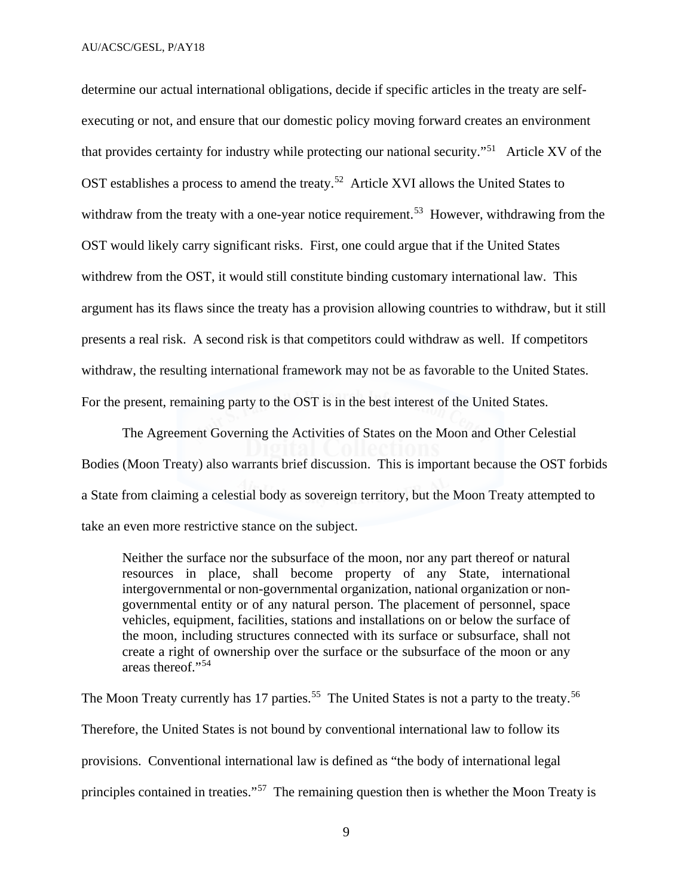determine our actual international obligations, decide if specific articles in the treaty are self-executing or not, and ensure that our domestic policy moving forward creates an environment that provides certainty for industry while protecting our national security."[51] Article XV of the OST establishes a process to amend the treaty.[52] Article XVI allows the United States to withdraw from the treaty with a one-year notice requirement.[53] However, withdrawing from the OST would likely carry significant risks. First, one could argue that if the United States withdrew from the OST, it would still constitute binding customary international law. This argument has its flaws since the treaty has a provision allowing countries to withdraw, but it still presents a real risk. A second risk is that competitors could withdraw as well. If competitors withdraw, the resulting international framework may not be as favorable to the United States. For the present, remaining party to the OST is in the best interest of the United States.

The Agreement Governing the Activities of States on the Moon and Other Celestial Bodies (Moon Treaty) also warrants brief discussion. This is important because the OST forbids a State from claiming a celestial body as sovereign territory, but the Moon Treaty attempted to take an even more restrictive stance on the subject.

> Neither the surface nor the subsurface of the moon, nor any part thereof or natural resources in place, shall become property of any State, international intergovernmental or non-governmental organization, national organization or non-governmental entity or of any natural person. The placement of personnel, space vehicles, equipment, facilities, stations and installations on or below the surface of the moon, including structures connected with its surface or subsurface, shall not create a right of ownership over the surface or the subsurface of the moon or any areas thereof."[54]

The Moon Treaty currently has 17 parties.[55] The United States is not a party to the treaty.[56] Therefore, the United States is not bound by conventional international law to follow its provisions. Conventional international law is defined as "the body of international legal principles contained in treaties."[57] The remaining question then is whether the Moon Treaty is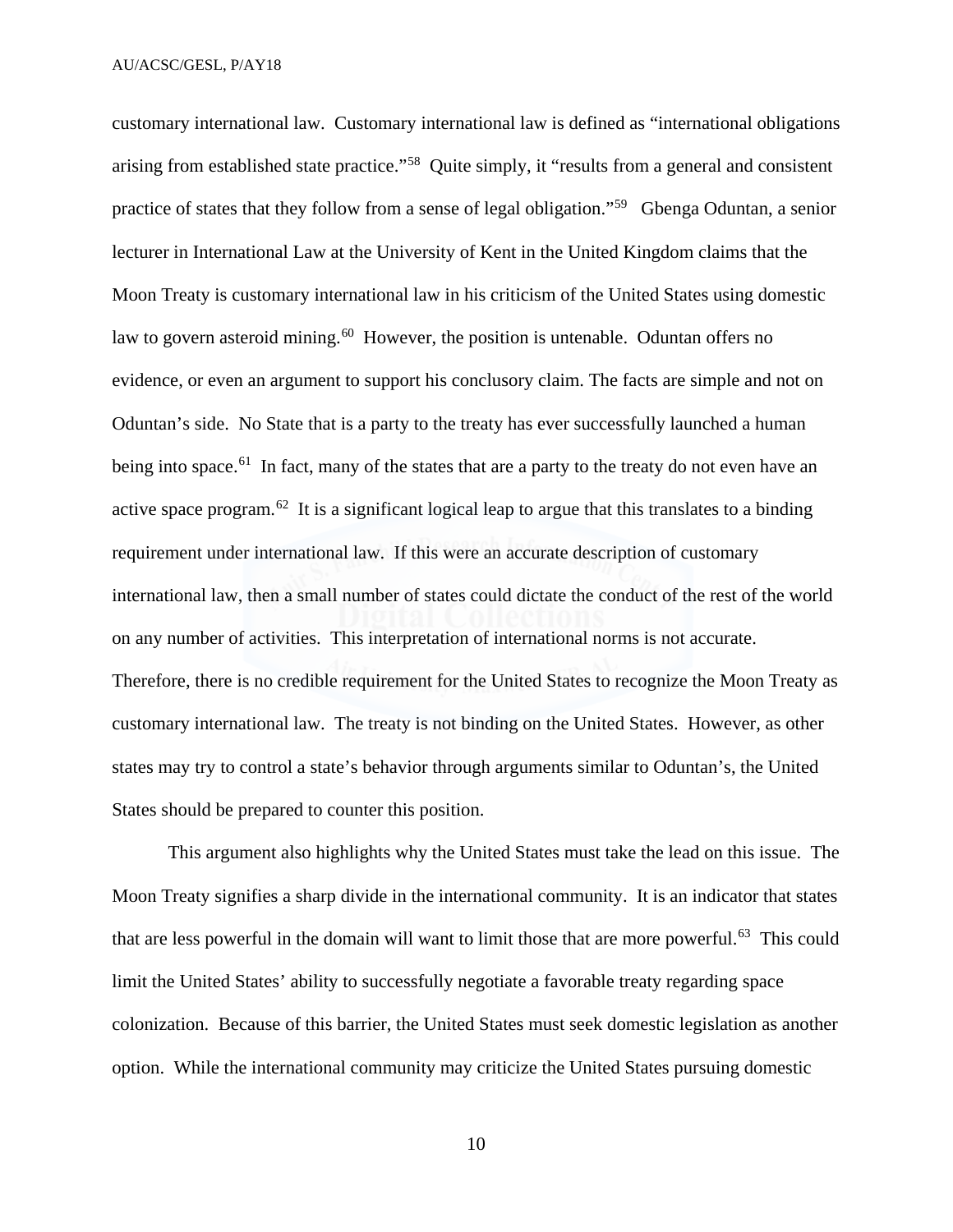customary international law. Customary international law is defined as "international obligations arising from established state practice."[58] Quite simply, it "results from a general and consistent practice of states that they follow from a sense of legal obligation."[59] Gbenga Oduntan, a senior lecturer in International Law at the University of Kent in the United Kingdom claims that the Moon Treaty is customary international law in his criticism of the United States using domestic law to govern asteroid mining.[60] However, the position is untenable. Oduntan offers no evidence, or even an argument to support his conclusory claim. The facts are simple and not on Oduntan's side. No State that is a party to the treaty has ever successfully launched a human being into space.[61] In fact, many of the states that are a party to the treaty do not even have an active space program.[62] It is a significant logical leap to argue that this translates to a binding requirement under international law. If this were an accurate description of customary international law, then a small number of states could dictate the conduct of the rest of the world on any number of activities. This interpretation of international norms is not accurate. Therefore, there is no credible requirement for the United States to recognize the Moon Treaty as customary international law. The treaty is not binding on the United States. However, as other states may try to control a state's behavior through arguments similar to Oduntan's, the United States should be prepared to counter this position.

This argument also highlights why the United States must take the lead on this issue. The Moon Treaty signifies a sharp divide in the international community. It is an indicator that states that are less powerful in the domain will want to limit those that are more powerful.[63] This could limit the United States' ability to successfully negotiate a favorable treaty regarding space colonization. Because of this barrier, the United States must seek domestic legislation as another option. While the international community may criticize the United States pursuing domestic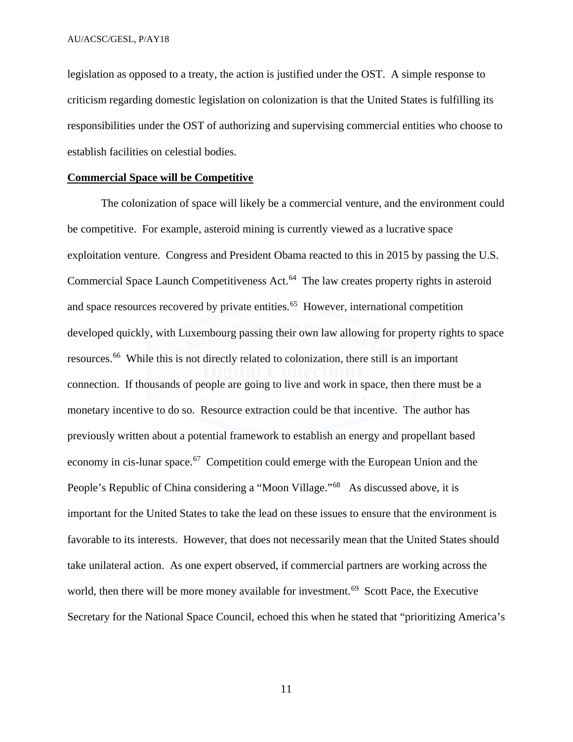legislation as opposed to a treaty, the action is justified under the OST. A simple response to criticism regarding domestic legislation on colonization is that the United States is fulfilling its responsibilities under the OST of authorizing and supervising commercial entities who choose to establish facilities on celestial bodies.

**Commercial Space will be Competitive**

The colonization of space will likely be a commercial venture, and the environment could be competitive. For example, asteroid mining is currently viewed as a lucrative space exploitation venture. Congress and President Obama reacted to this in 2015 by passing the U.S. Commercial Space Launch Competitiveness Act.[64] The law creates property rights in asteroid and space resources recovered by private entities.[65] However, international competition developed quickly, with Luxembourg passing their own law allowing for property rights to space resources.[66] While this is not directly related to colonization, there still is an important connection. If thousands of people are going to live and work in space, then there must be a monetary incentive to do so. Resource extraction could be that incentive. The author has previously written about a potential framework to establish an energy and propellant based economy in cis-lunar space.[67] Competition could emerge with the European Union and the People's Republic of China considering a "Moon Village."[68] As discussed above, it is important for the United States to take the lead on these issues to ensure that the environment is favorable to its interests. However, that does not necessarily mean that the United States should take unilateral action. As one expert observed, if commercial partners are working across the world, then there will be more money available for investment.[69] Scott Pace, the Executive Secretary for the National Space Council, echoed this when he stated that "prioritizing America's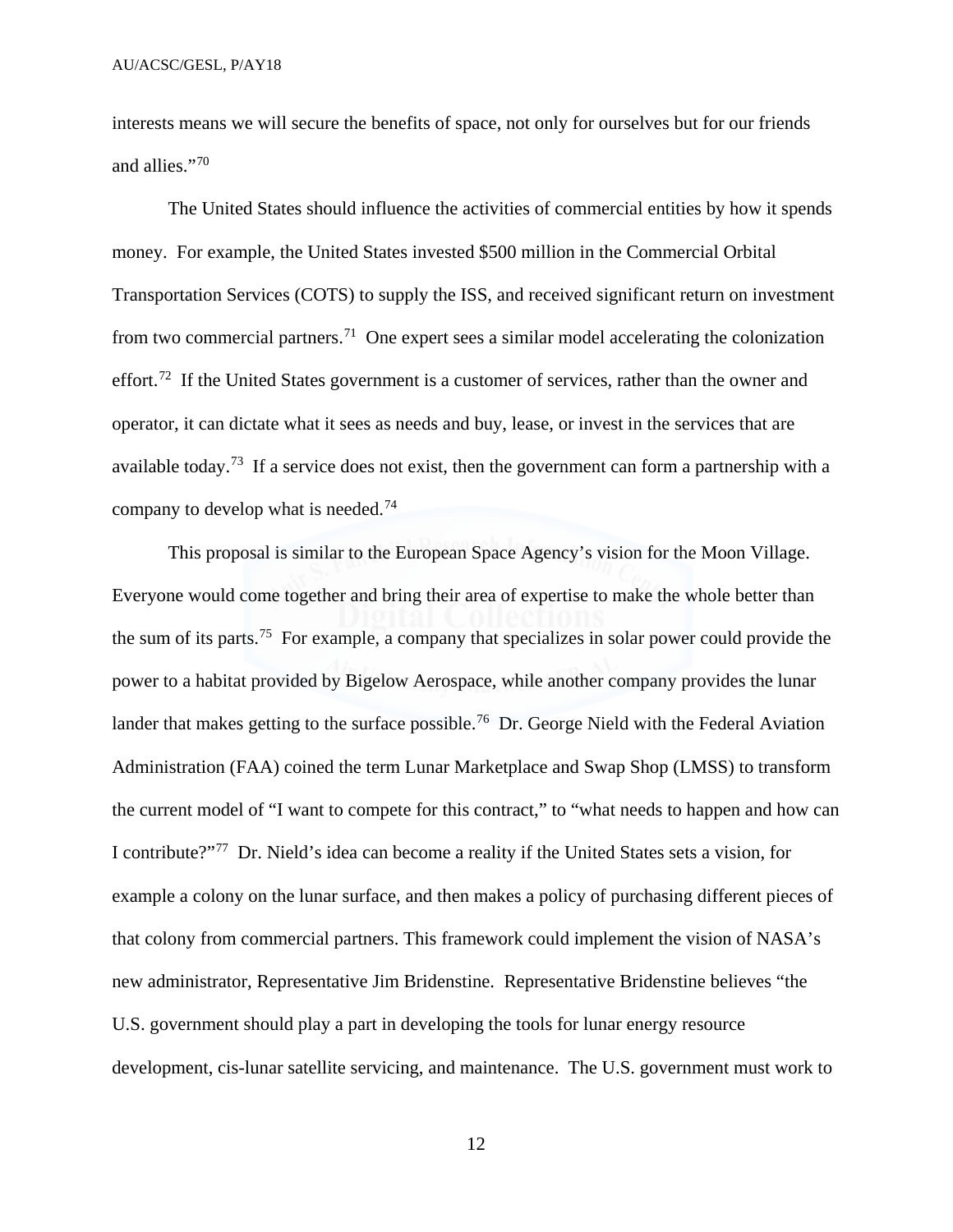interests means we will secure the benefits of space, not only for ourselves but for our friends and allies."[70]

The United States should influence the activities of commercial entities by how it spends money. For example, the United States invested $500 million in the Commercial Orbital Transportation Services (COTS) to supply the ISS, and received significant return on investment from two commercial partners.[71] One expert sees a similar model accelerating the colonization effort.[72] If the United States government is a customer of services, rather than the owner and operator, it can dictate what it sees as needs and buy, lease, or invest in the services that are available today.[73] If a service does not exist, then the government can form a partnership with a company to develop what is needed.[74]

This proposal is similar to the European Space Agency's vision for the Moon Village. Everyone would come together and bring their area of expertise to make the whole better than the sum of its parts.[75] For example, a company that specializes in solar power could provide the power to a habitat provided by Bigelow Aerospace, while another company provides the lunar lander that makes getting to the surface possible.[76] Dr. George Nield with the Federal Aviation Administration (FAA) coined the term Lunar Marketplace and Swap Shop (LMSS) to transform the current model of "I want to compete for this contract," to "what needs to happen and how can I contribute?"[77] Dr. Nield's idea can become a reality if the United States sets a vision, for example a colony on the lunar surface, and then makes a policy of purchasing different pieces of that colony from commercial partners. This framework could implement the vision of NASA's new administrator, Representative Jim Bridenstine. Representative Bridenstine believes "the U.S. government should play a part in developing the tools for lunar energy resource development, cis-lunar satellite servicing, and maintenance. The U.S. government must work to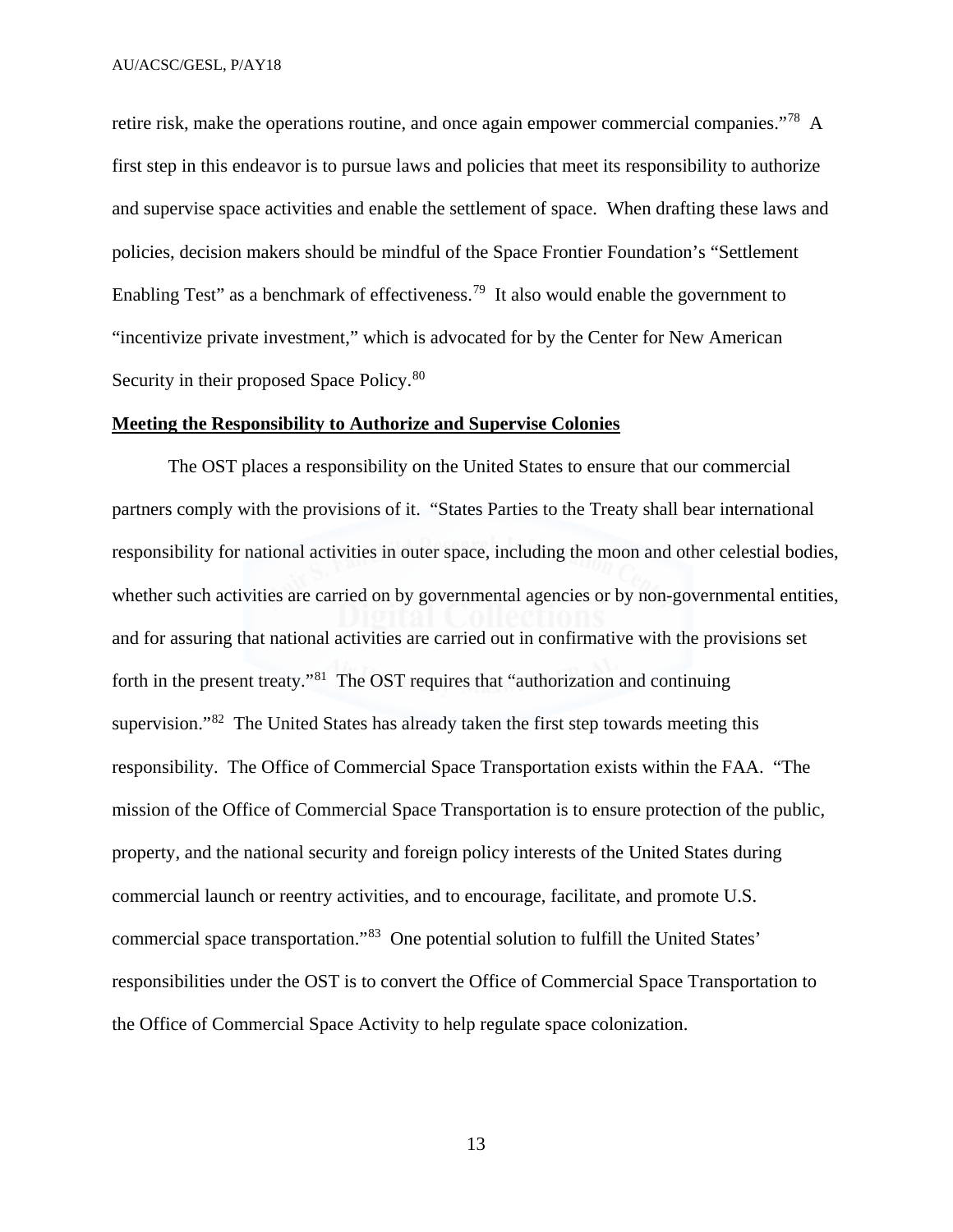retire risk, make the operations routine, and once again empower commercial companies."[78] A first step in this endeavor is to pursue laws and policies that meet its responsibility to authorize and supervise space activities and enable the settlement of space. When drafting these laws and policies, decision makers should be mindful of the Space Frontier Foundation's "Settlement Enabling Test" as a benchmark of effectiveness.[79] It also would enable the government to "incentivize private investment," which is advocated for by the Center for New American Security in their proposed Space Policy.[80]

**Meeting the Responsibility to Authorize and Supervise Colonies**

The OST places a responsibility on the United States to ensure that our commercial partners comply with the provisions of it. "States Parties to the Treaty shall bear international responsibility for national activities in outer space, including the moon and other celestial bodies, whether such activities are carried on by governmental agencies or by non-governmental entities, and for assuring that national activities are carried out in confirmative with the provisions set forth in the present treaty."[81] The OST requires that "authorization and continuing supervision."[82] The United States has already taken the first step towards meeting this responsibility. The Office of Commercial Space Transportation exists within the FAA. "The mission of the Office of Commercial Space Transportation is to ensure protection of the public, property, and the national security and foreign policy interests of the United States during commercial launch or reentry activities, and to encourage, facilitate, and promote U.S. commercial space transportation."[83] One potential solution to fulfill the United States' responsibilities under the OST is to convert the Office of Commercial Space Transportation to the Office of Commercial Space Activity to help regulate space colonization.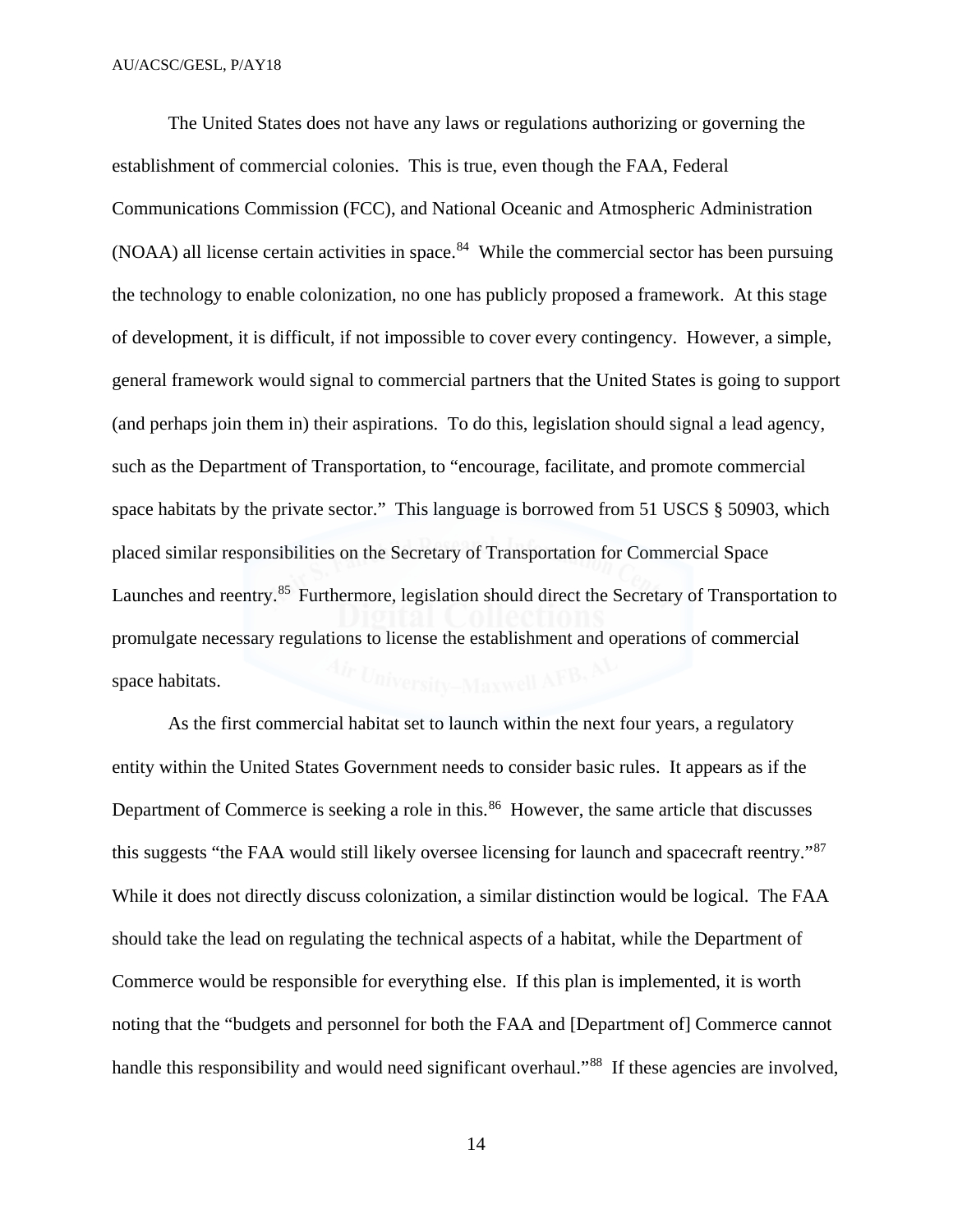The United States does not have any laws or regulations authorizing or governing the establishment of commercial colonies. This is true, even though the FAA, Federal Communications Commission (FCC), and National Oceanic and Atmospheric Administration (NOAA) all license certain activities in space.[84] While the commercial sector has been pursuing the technology to enable colonization, no one has publicly proposed a framework. At this stage of development, it is difficult, if not impossible to cover every contingency. However, a simple, general framework would signal to commercial partners that the United States is going to support (and perhaps join them in) their aspirations. To do this, legislation should signal a lead agency, such as the Department of Transportation, to "encourage, facilitate, and promote commercial space habitats by the private sector." This language is borrowed from 51 USCS § 50903, which placed similar responsibilities on the Secretary of Transportation for Commercial Space Launches and reentry.[85] Furthermore, legislation should direct the Secretary of Transportation to promulgate necessary regulations to license the establishment and operations of commercial space habitats.

As the first commercial habitat set to launch within the next four years, a regulatory entity within the United States Government needs to consider basic rules. It appears as if the Department of Commerce is seeking a role in this.[86] However, the same article that discusses this suggests "the FAA would still likely oversee licensing for launch and spacecraft reentry."[87] While it does not directly discuss colonization, a similar distinction would be logical. The FAA should take the lead on regulating the technical aspects of a habitat, while the Department of Commerce would be responsible for everything else. If this plan is implemented, it is worth noting that the "budgets and personnel for both the FAA and [Department of] Commerce cannot handle this responsibility and would need significant overhaul."[88] If these agencies are involved,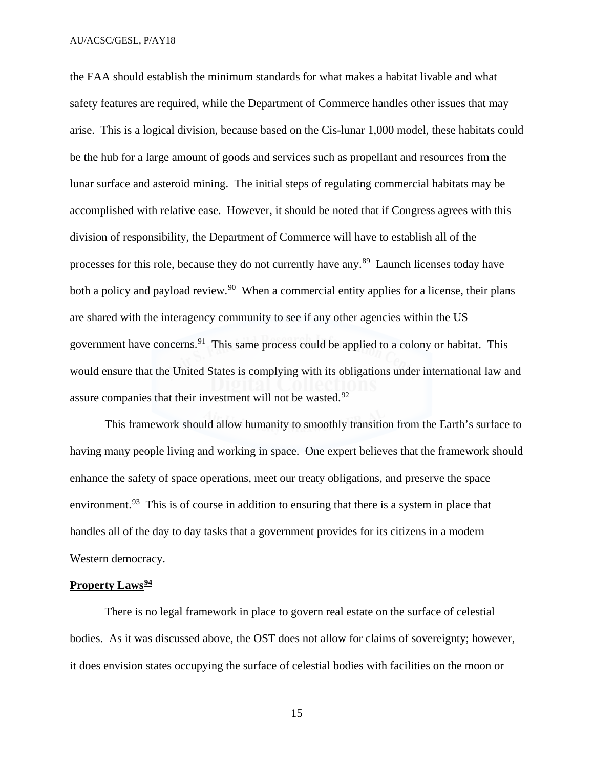the FAA should establish the minimum standards for what makes a habitat livable and what safety features are required, while the Department of Commerce handles other issues that may arise. This is a logical division, because based on the Cis-lunar 1,000 model, these habitats could be the hub for a large amount of goods and services such as propellant and resources from the lunar surface and asteroid mining. The initial steps of regulating commercial habitats may be accomplished with relative ease. However, it should be noted that if Congress agrees with this division of responsibility, the Department of Commerce will have to establish all of the processes for this role, because they do not currently have any.[89] Launch licenses today have both a policy and payload review.[90] When a commercial entity applies for a license, their plans are shared with the interagency community to see if any other agencies within the US government have concerns.[91] This same process could be applied to a colony or habitat. This would ensure that the United States is complying with its obligations under international law and assure companies that their investment will not be wasted.[92]

This framework should allow humanity to smoothly transition from the Earth's surface to having many people living and working in space. One expert believes that the framework should enhance the safety of space operations, meet our treaty obligations, and preserve the space environment.[93] This is of course in addition to ensuring that there is a system in place that handles all of the day to day tasks that a government provides for its citizens in a modern Western democracy.

**Property Laws[94]**

There is no legal framework in place to govern real estate on the surface of celestial bodies. As it was discussed above, the OST does not allow for claims of sovereignty; however, it does envision states occupying the surface of celestial bodies with facilities on the moon or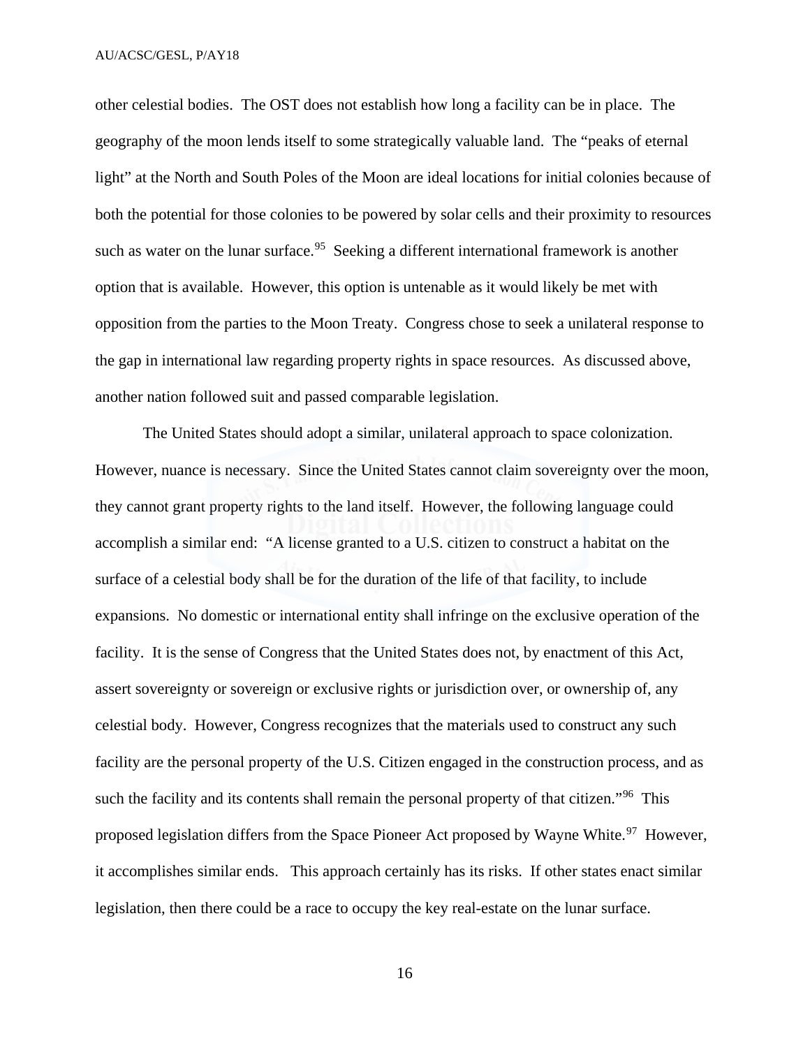other celestial bodies. The OST does not establish how long a facility can be in place. The geography of the moon lends itself to some strategically valuable land. The "peaks of eternal light" at the North and South Poles of the Moon are ideal locations for initial colonies because of both the potential for those colonies to be powered by solar cells and their proximity to resources such as water on the lunar surface.[95] Seeking a different international framework is another option that is available. However, this option is untenable as it would likely be met with opposition from the parties to the Moon Treaty. Congress chose to seek a unilateral response to the gap in international law regarding property rights in space resources. As discussed above, another nation followed suit and passed comparable legislation.

The United States should adopt a similar, unilateral approach to space colonization. However, nuance is necessary. Since the United States cannot claim sovereignty over the moon, they cannot grant property rights to the land itself. However, the following language could accomplish a similar end: "A license granted to a U.S. citizen to construct a habitat on the surface of a celestial body shall be for the duration of the life of that facility, to include expansions. No domestic or international entity shall infringe on the exclusive operation of the facility. It is the sense of Congress that the United States does not, by enactment of this Act, assert sovereignty or sovereign or exclusive rights or jurisdiction over, or ownership of, any celestial body. However, Congress recognizes that the materials used to construct any such facility are the personal property of the U.S. Citizen engaged in the construction process, and as such the facility and its contents shall remain the personal property of that citizen."[96] This proposed legislation differs from the Space Pioneer Act proposed by Wayne White.[97] However, it accomplishes similar ends. This approach certainly has its risks. If other states enact similar legislation, then there could be a race to occupy the key real-estate on the lunar surface.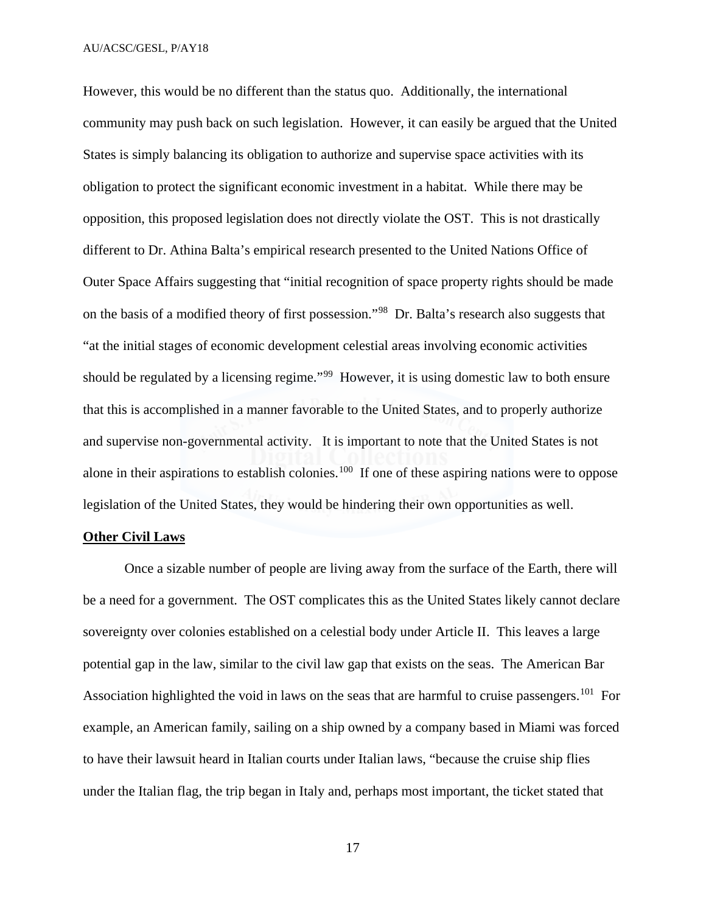However, this would be no different than the status quo. Additionally, the international community may push back on such legislation. However, it can easily be argued that the United States is simply balancing its obligation to authorize and supervise space activities with its obligation to protect the significant economic investment in a habitat. While there may be opposition, this proposed legislation does not directly violate the OST. This is not drastically different to Dr. Athina Balta's empirical research presented to the United Nations Office of Outer Space Affairs suggesting that "initial recognition of space property rights should be made on the basis of a modified theory of first possession."[98] Dr. Balta's research also suggests that "at the initial stages of economic development celestial areas involving economic activities should be regulated by a licensing regime."[99] However, it is using domestic law to both ensure that this is accomplished in a manner favorable to the United States, and to properly authorize and supervise non-governmental activity. It is important to note that the United States is not alone in their aspirations to establish colonies.[100] If one of these aspiring nations were to oppose legislation of the United States, they would be hindering their own opportunities as well.

**Other Civil Laws**

Once a sizable number of people are living away from the surface of the Earth, there will be a need for a government. The OST complicates this as the United States likely cannot declare sovereignty over colonies established on a celestial body under Article II. This leaves a large potential gap in the law, similar to the civil law gap that exists on the seas. The American Bar Association highlighted the void in laws on the seas that are harmful to cruise passengers.[101] For example, an American family, sailing on a ship owned by a company based in Miami was forced to have their lawsuit heard in Italian courts under Italian laws, "because the cruise ship flies under the Italian flag, the trip began in Italy and, perhaps most important, the ticket stated that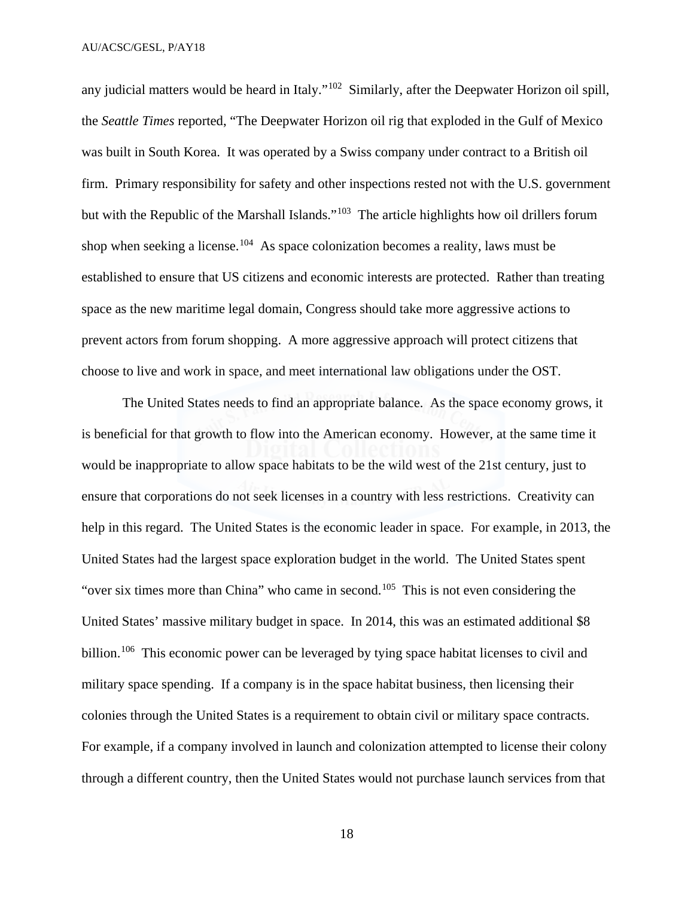any judicial matters would be heard in Italy."[102] Similarly, after the Deepwater Horizon oil spill, the *Seattle Times* reported, "The Deepwater Horizon oil rig that exploded in the Gulf of Mexico was built in South Korea. It was operated by a Swiss company under contract to a British oil firm. Primary responsibility for safety and other inspections rested not with the U.S. government but with the Republic of the Marshall Islands."[103] The article highlights how oil drillers forum shop when seeking a license.[104] As space colonization becomes a reality, laws must be established to ensure that US citizens and economic interests are protected. Rather than treating space as the new maritime legal domain, Congress should take more aggressive actions to prevent actors from forum shopping. A more aggressive approach will protect citizens that choose to live and work in space, and meet international law obligations under the OST.

The United States needs to find an appropriate balance. As the space economy grows, it is beneficial for that growth to flow into the American economy. However, at the same time it would be inappropriate to allow space habitats to be the wild west of the 21st century, just to ensure that corporations do not seek licenses in a country with less restrictions. Creativity can help in this regard. The United States is the economic leader in space. For example, in 2013, the United States had the largest space exploration budget in the world. The United States spent "over six times more than China" who came in second.[105] This is not even considering the United States' massive military budget in space. In 2014, this was an estimated additional $8 billion.[106] This economic power can be leveraged by tying space habitat licenses to civil and military space spending. If a company is in the space habitat business, then licensing their colonies through the United States is a requirement to obtain civil or military space contracts. For example, if a company involved in launch and colonization attempted to license their colony through a different country, then the United States would not purchase launch services from that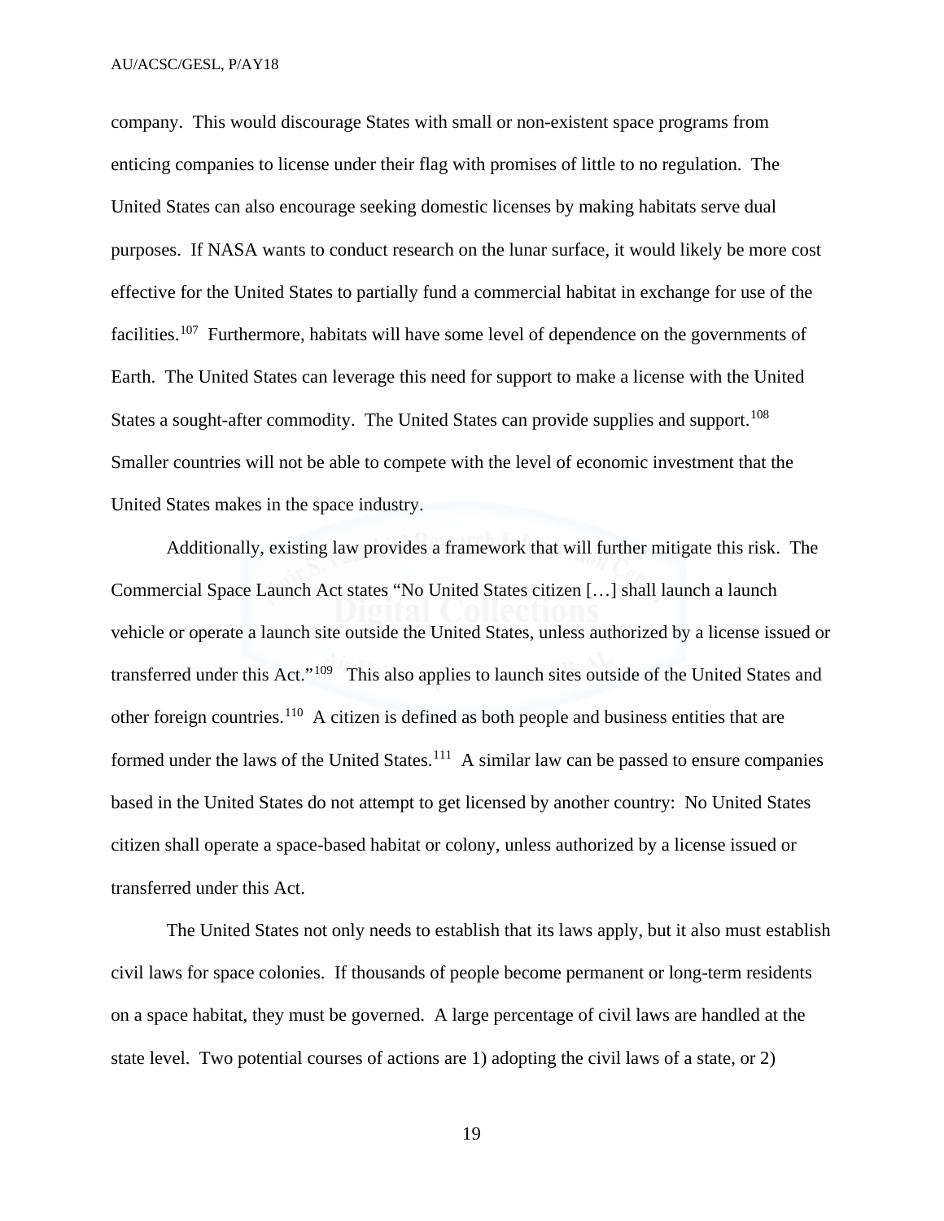company. This would discourage States with small or non-existent space programs from enticing companies to license under their flag with promises of little to no regulation. The United States can also encourage seeking domestic licenses by making habitats serve dual purposes. If NASA wants to conduct research on the lunar surface, it would likely be more cost effective for the United States to partially fund a commercial habitat in exchange for use of the facilities.[107] Furthermore, habitats will have some level of dependence on the governments of Earth. The United States can leverage this need for support to make a license with the United States a sought-after commodity. The United States can provide supplies and support.[108] Smaller countries will not be able to compete with the level of economic investment that the United States makes in the space industry.

Additionally, existing law provides a framework that will further mitigate this risk. The Commercial Space Launch Act states "No United States citizen […] shall launch a launch vehicle or operate a launch site outside the United States, unless authorized by a license issued or transferred under this Act."[109] This also applies to launch sites outside of the United States and other foreign countries.[110] A citizen is defined as both people and business entities that are formed under the laws of the United States.[111] A similar law can be passed to ensure companies based in the United States do not attempt to get licensed by another country: No United States citizen shall operate a space-based habitat or colony, unless authorized by a license issued or transferred under this Act.

The United States not only needs to establish that its laws apply, but it also must establish civil laws for space colonies. If thousands of people become permanent or long-term residents on a space habitat, they must be governed. A large percentage of civil laws are handled at the state level. Two potential courses of actions are 1) adopting the civil laws of a state, or 2)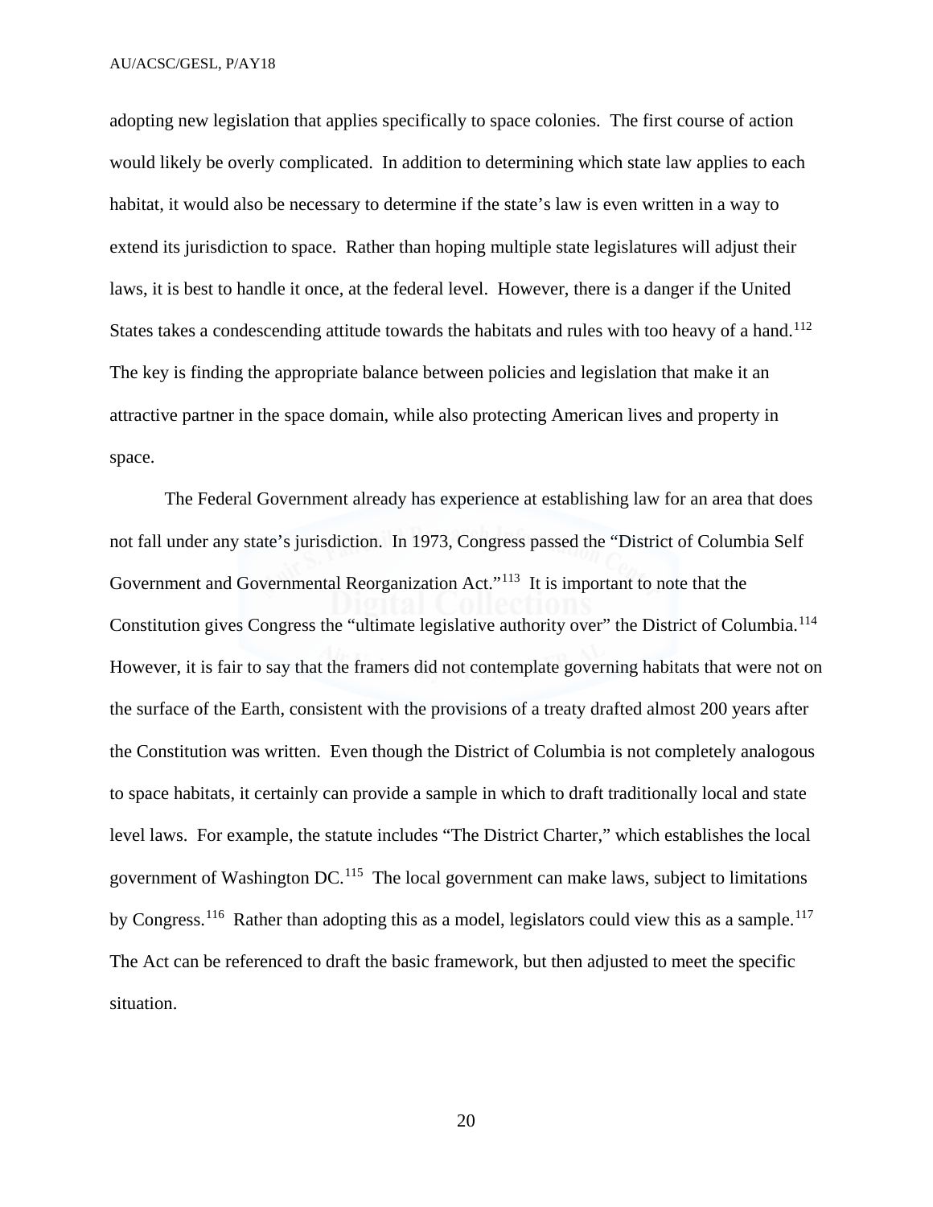adopting new legislation that applies specifically to space colonies. The first course of action would likely be overly complicated. In addition to determining which state law applies to each habitat, it would also be necessary to determine if the state's law is even written in a way to extend its jurisdiction to space. Rather than hoping multiple state legislatures will adjust their laws, it is best to handle it once, at the federal level. However, there is a danger if the United States takes a condescending attitude towards the habitats and rules with too heavy of a hand.[112] The key is finding the appropriate balance between policies and legislation that make it an attractive partner in the space domain, while also protecting American lives and property in space.

The Federal Government already has experience at establishing law for an area that does not fall under any state's jurisdiction. In 1973, Congress passed the "District of Columbia Self Government and Governmental Reorganization Act."[113] It is important to note that the Constitution gives Congress the "ultimate legislative authority over" the District of Columbia.[114] However, it is fair to say that the framers did not contemplate governing habitats that were not on the surface of the Earth, consistent with the provisions of a treaty drafted almost 200 years after the Constitution was written. Even though the District of Columbia is not completely analogous to space habitats, it certainly can provide a sample in which to draft traditionally local and state level laws. For example, the statute includes "The District Charter," which establishes the local government of Washington DC.[115] The local government can make laws, subject to limitations by Congress.[116] Rather than adopting this as a model, legislators could view this as a sample.[117] The Act can be referenced to draft the basic framework, but then adjusted to meet the specific situation.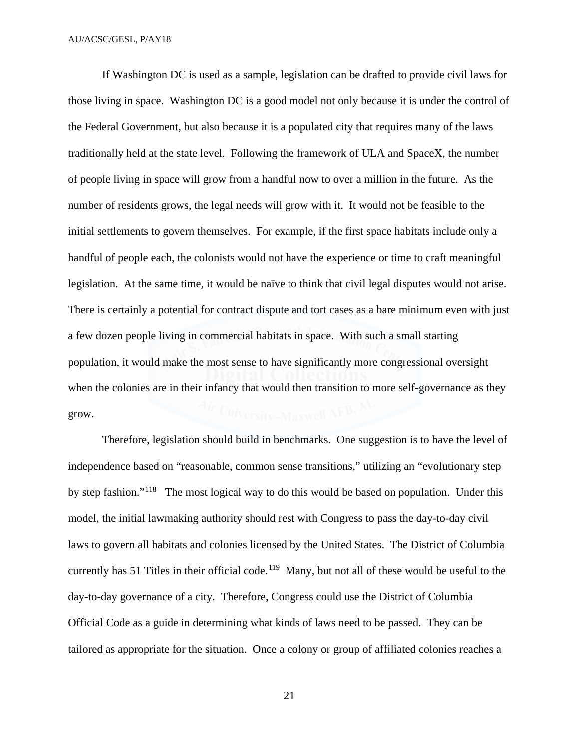If Washington DC is used as a sample, legislation can be drafted to provide civil laws for those living in space. Washington DC is a good model not only because it is under the control of the Federal Government, but also because it is a populated city that requires many of the laws traditionally held at the state level. Following the framework of ULA and SpaceX, the number of people living in space will grow from a handful now to over a million in the future. As the number of residents grows, the legal needs will grow with it. It would not be feasible to the initial settlements to govern themselves. For example, if the first space habitats include only a handful of people each, the colonists would not have the experience or time to craft meaningful legislation. At the same time, it would be naïve to think that civil legal disputes would not arise. There is certainly a potential for contract dispute and tort cases as a bare minimum even with just a few dozen people living in commercial habitats in space. With such a small starting population, it would make the most sense to have significantly more congressional oversight when the colonies are in their infancy that would then transition to more self-governance as they grow.

Therefore, legislation should build in benchmarks. One suggestion is to have the level of independence based on "reasonable, common sense transitions," utilizing an "evolutionary step by step fashion."[118] The most logical way to do this would be based on population. Under this model, the initial lawmaking authority should rest with Congress to pass the day-to-day civil laws to govern all habitats and colonies licensed by the United States. The District of Columbia currently has 51 Titles in their official code.[119] Many, but not all of these would be useful to the day-to-day governance of a city. Therefore, Congress could use the District of Columbia Official Code as a guide in determining what kinds of laws need to be passed. They can be tailored as appropriate for the situation. Once a colony or group of affiliated colonies reaches a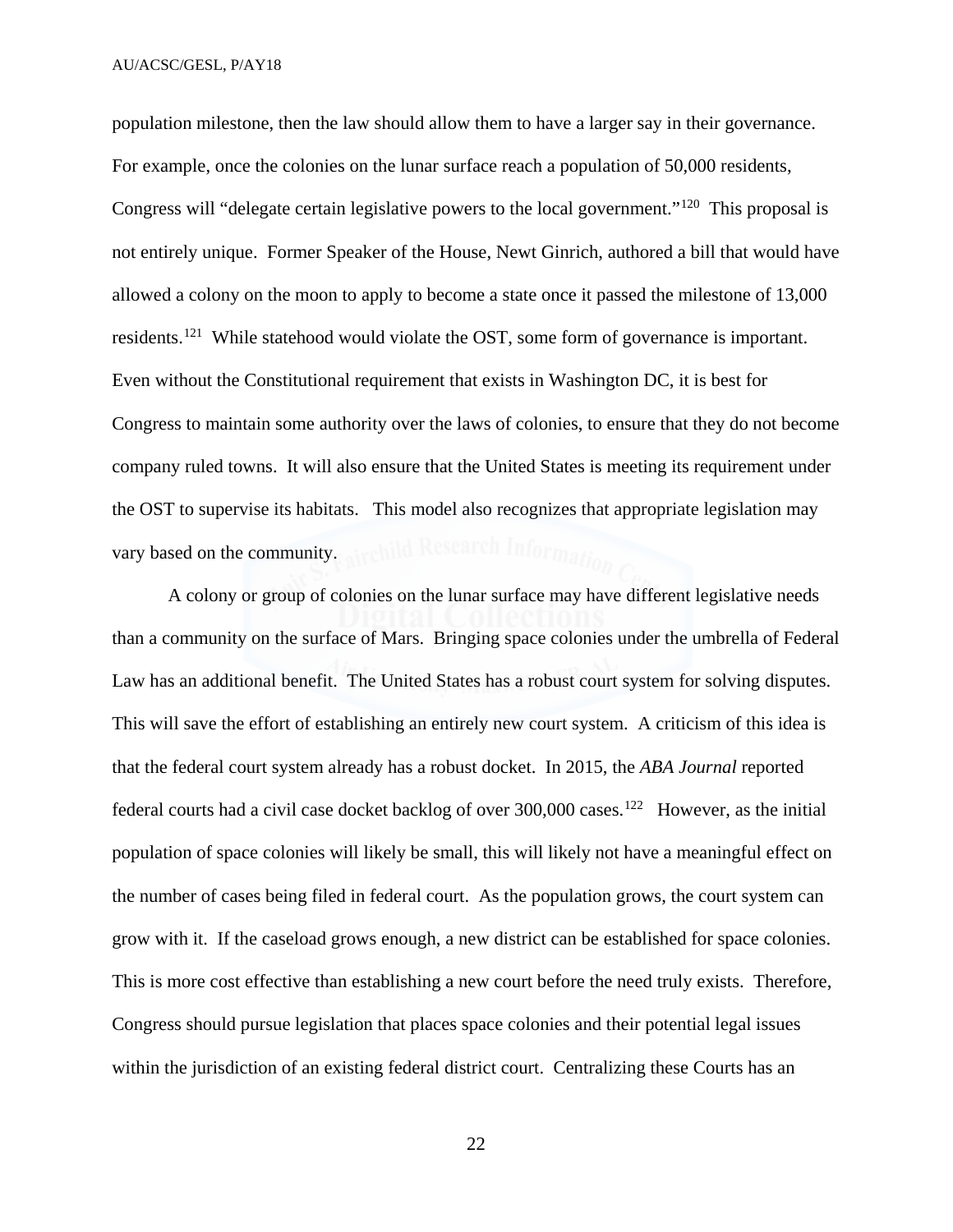population milestone, then the law should allow them to have a larger say in their governance. For example, once the colonies on the lunar surface reach a population of 50,000 residents, Congress will “delegate certain legislative powers to the local government.”[120] This proposal is not entirely unique. Former Speaker of the House, Newt Ginrich, authored a bill that would have allowed a colony on the moon to apply to become a state once it passed the milestone of 13,000 residents.[121] While statehood would violate the OST, some form of governance is important. Even without the Constitutional requirement that exists in Washington DC, it is best for Congress to maintain some authority over the laws of colonies, to ensure that they do not become company ruled towns. It will also ensure that the United States is meeting its requirement under the OST to supervise its habitats. This model also recognizes that appropriate legislation may vary based on the community.

A colony or group of colonies on the lunar surface may have different legislative needs than a community on the surface of Mars. Bringing space colonies under the umbrella of Federal Law has an additional benefit. The United States has a robust court system for solving disputes. This will save the effort of establishing an entirely new court system. A criticism of this idea is that the federal court system already has a robust docket. In 2015, the *ABA Journal* reported federal courts had a civil case docket backlog of over 300,000 cases.[122] However, as the initial population of space colonies will likely be small, this will likely not have a meaningful effect on the number of cases being filed in federal court. As the population grows, the court system can grow with it. If the caseload grows enough, a new district can be established for space colonies. This is more cost effective than establishing a new court before the need truly exists. Therefore, Congress should pursue legislation that places space colonies and their potential legal issues within the jurisdiction of an existing federal district court. Centralizing these Courts has an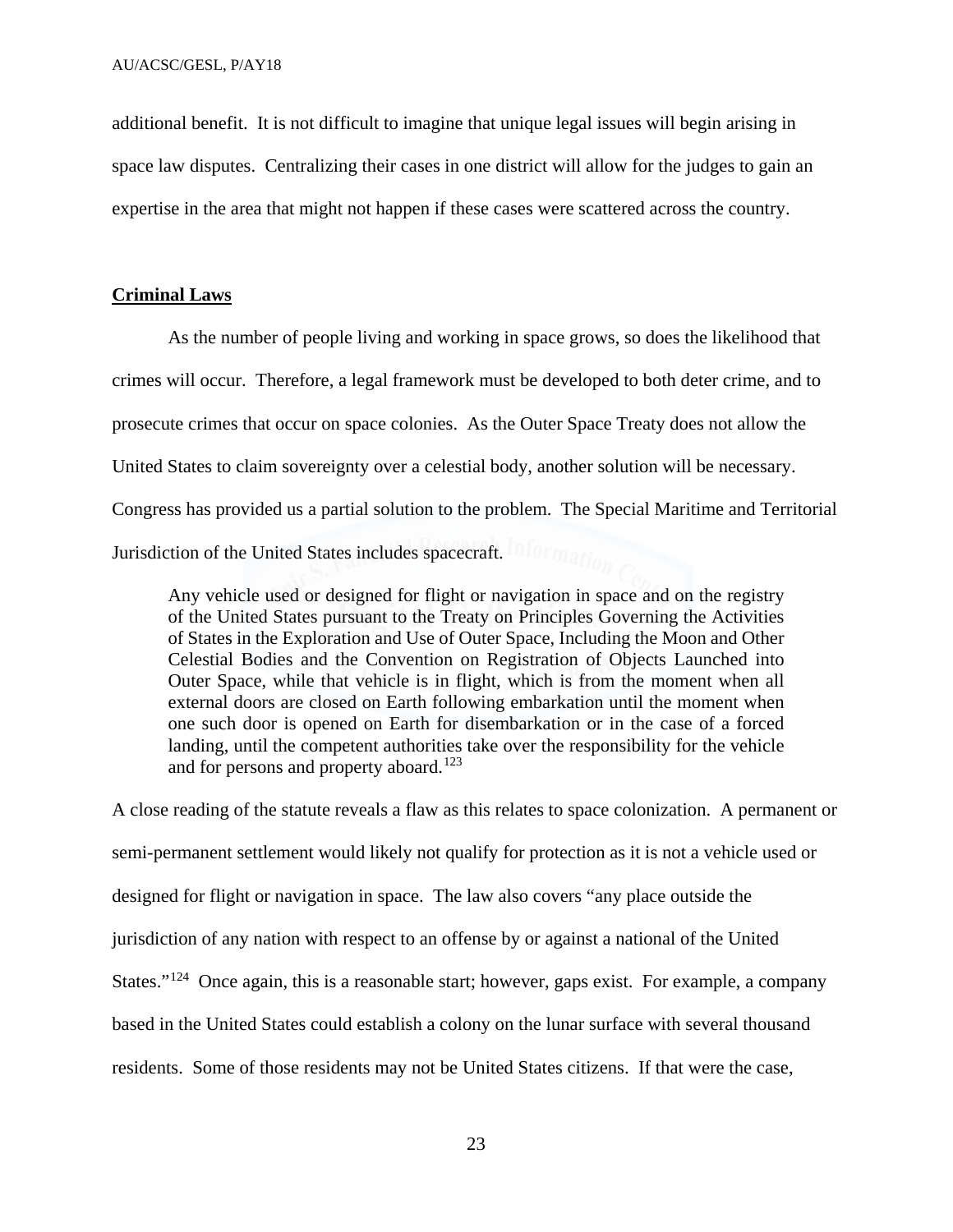additional benefit. It is not difficult to imagine that unique legal issues will begin arising in space law disputes. Centralizing their cases in one district will allow for the judges to gain an expertise in the area that might not happen if these cases were scattered across the country.

**Criminal Laws**

As the number of people living and working in space grows, so does the likelihood that crimes will occur. Therefore, a legal framework must be developed to both deter crime, and to prosecute crimes that occur on space colonies. As the Outer Space Treaty does not allow the United States to claim sovereignty over a celestial body, another solution will be necessary. Congress has provided us a partial solution to the problem. The Special Maritime and Territorial Jurisdiction of the United States includes spacecraft.

> Any vehicle used or designed for flight or navigation in space and on the registry of the United States pursuant to the Treaty on Principles Governing the Activities of States in the Exploration and Use of Outer Space, Including the Moon and Other Celestial Bodies and the Convention on Registration of Objects Launched into Outer Space, while that vehicle is in flight, which is from the moment when all external doors are closed on Earth following embarkation until the moment when one such door is opened on Earth for disembarkation or in the case of a forced landing, until the competent authorities take over the responsibility for the vehicle and for persons and property aboard.[123]

A close reading of the statute reveals a flaw as this relates to space colonization. A permanent or semi-permanent settlement would likely not qualify for protection as it is not a vehicle used or designed for flight or navigation in space. The law also covers "any place outside the jurisdiction of any nation with respect to an offense by or against a national of the United States."[124] Once again, this is a reasonable start; however, gaps exist. For example, a company based in the United States could establish a colony on the lunar surface with several thousand residents. Some of those residents may not be United States citizens. If that were the case,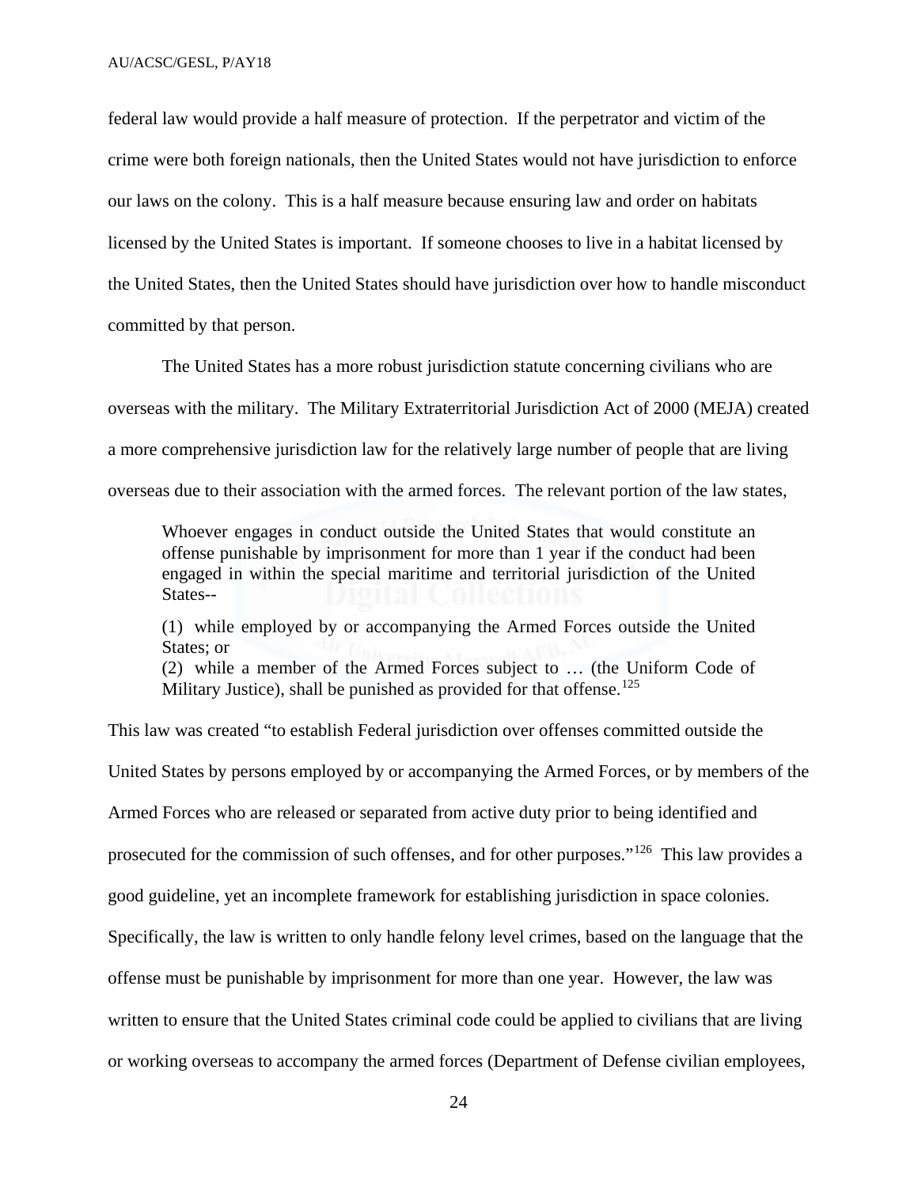federal law would provide a half measure of protection. If the perpetrator and victim of the crime were both foreign nationals, then the United States would not have jurisdiction to enforce our laws on the colony. This is a half measure because ensuring law and order on habitats licensed by the United States is important. If someone chooses to live in a habitat licensed by the United States, then the United States should have jurisdiction over how to handle misconduct committed by that person.

The United States has a more robust jurisdiction statute concerning civilians who are overseas with the military. The Military Extraterritorial Jurisdiction Act of 2000 (MEJA) created a more comprehensive jurisdiction law for the relatively large number of people that are living overseas due to their association with the armed forces. The relevant portion of the law states,

> Whoever engages in conduct outside the United States that would constitute an offense punishable by imprisonment for more than 1 year if the conduct had been engaged in within the special maritime and territorial jurisdiction of the United States--
>
> (1) while employed by or accompanying the Armed Forces outside the United States; or
> (2) while a member of the Armed Forces subject to … (the Uniform Code of Military Justice), shall be punished as provided for that offense.[125]

This law was created "to establish Federal jurisdiction over offenses committed outside the United States by persons employed by or accompanying the Armed Forces, or by members of the Armed Forces who are released or separated from active duty prior to being identified and prosecuted for the commission of such offenses, and for other purposes."[126] This law provides a good guideline, yet an incomplete framework for establishing jurisdiction in space colonies. Specifically, the law is written to only handle felony level crimes, based on the language that the offense must be punishable by imprisonment for more than one year. However, the law was written to ensure that the United States criminal code could be applied to civilians that are living or working overseas to accompany the armed forces (Department of Defense civilian employees,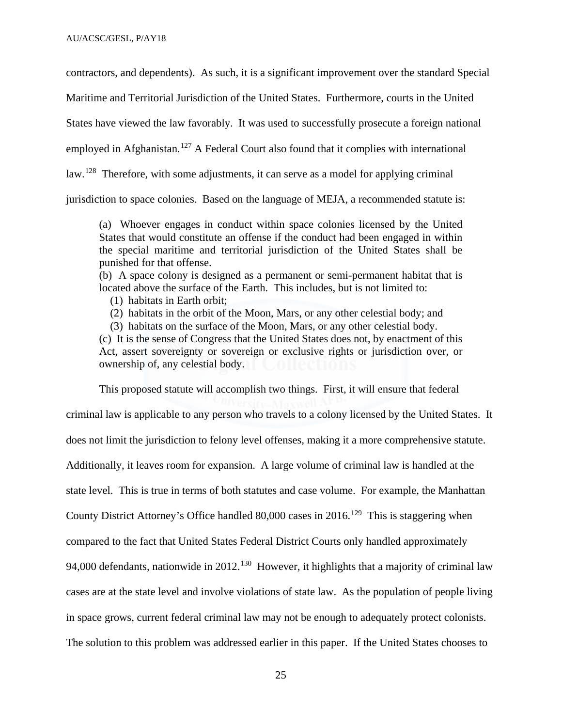contractors, and dependents). As such, it is a significant improvement over the standard Special Maritime and Territorial Jurisdiction of the United States. Furthermore, courts in the United States have viewed the law favorably. It was used to successfully prosecute a foreign national employed in Afghanistan.[127] A Federal Court also found that it complies with international law.[128] Therefore, with some adjustments, it can serve as a model for applying criminal jurisdiction to space colonies. Based on the language of MEJA, a recommended statute is:

> (a) Whoever engages in conduct within space colonies licensed by the United States that would constitute an offense if the conduct had been engaged in within the special maritime and territorial jurisdiction of the United States shall be punished for that offense.
>
> (b) A space colony is designed as a permanent or semi-permanent habitat that is located above the surface of the Earth. This includes, but is not limited to:
>
> (1) habitats in Earth orbit;
>
> (2) habitats in the orbit of the Moon, Mars, or any other celestial body; and
>
> (3) habitats on the surface of the Moon, Mars, or any other celestial body.
>
> (c) It is the sense of Congress that the United States does not, by enactment of this Act, assert sovereignty or sovereign or exclusive rights or jurisdiction over, or ownership of, any celestial body.

This proposed statute will accomplish two things. First, it will ensure that federal criminal law is applicable to any person who travels to a colony licensed by the United States. It does not limit the jurisdiction to felony level offenses, making it a more comprehensive statute. Additionally, it leaves room for expansion. A large volume of criminal law is handled at the state level. This is true in terms of both statutes and case volume. For example, the Manhattan County District Attorney's Office handled 80,000 cases in 2016.[129] This is staggering when compared to the fact that United States Federal District Courts only handled approximately 94,000 defendants, nationwide in 2012.[130] However, it highlights that a majority of criminal law cases are at the state level and involve violations of state law. As the population of people living in space grows, current federal criminal law may not be enough to adequately protect colonists. The solution to this problem was addressed earlier in this paper. If the United States chooses to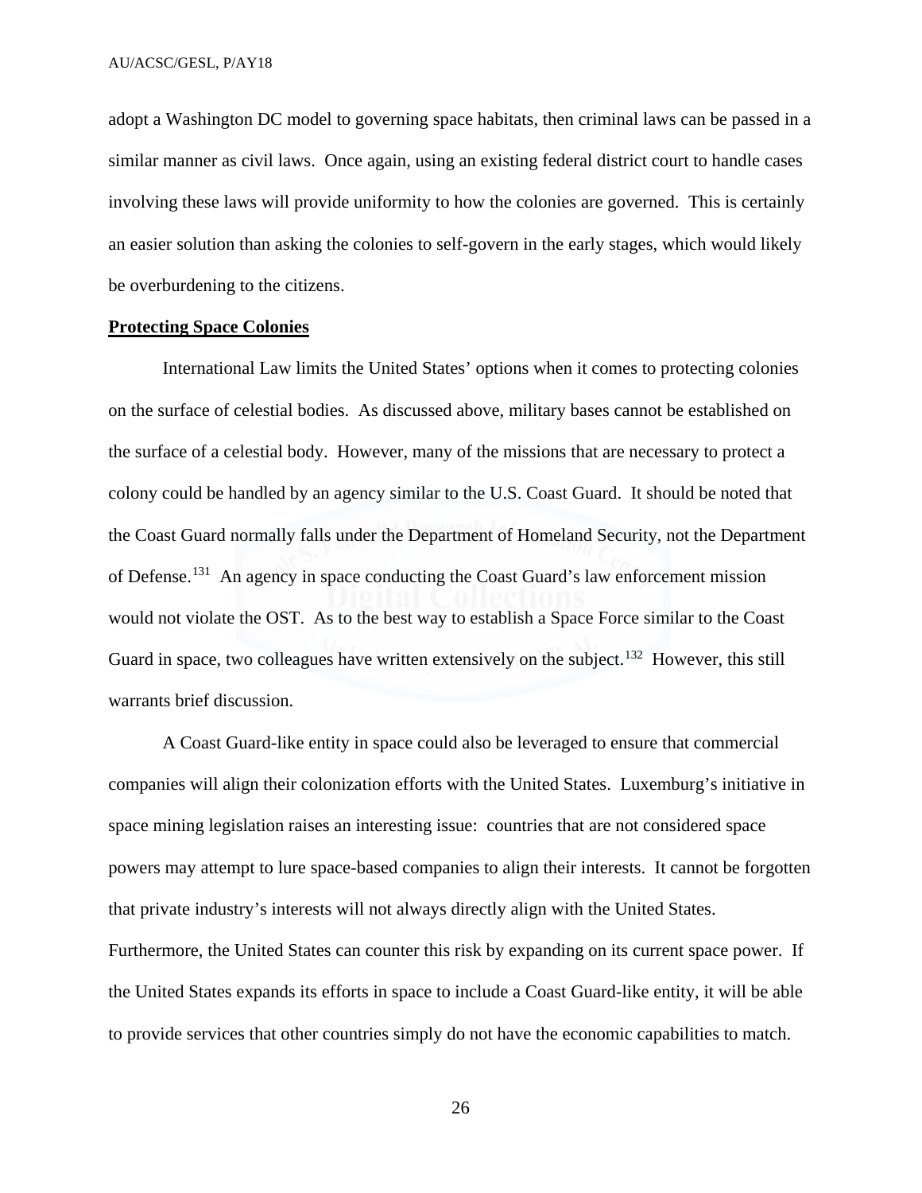adopt a Washington DC model to governing space habitats, then criminal laws can be passed in a similar manner as civil laws. Once again, using an existing federal district court to handle cases involving these laws will provide uniformity to how the colonies are governed. This is certainly an easier solution than asking the colonies to self-govern in the early stages, which would likely be overburdening to the citizens.

**Protecting Space Colonies**

International Law limits the United States' options when it comes to protecting colonies on the surface of celestial bodies. As discussed above, military bases cannot be established on the surface of a celestial body. However, many of the missions that are necessary to protect a colony could be handled by an agency similar to the U.S. Coast Guard. It should be noted that the Coast Guard normally falls under the Department of Homeland Security, not the Department of Defense.[131] An agency in space conducting the Coast Guard's law enforcement mission would not violate the OST. As to the best way to establish a Space Force similar to the Coast Guard in space, two colleagues have written extensively on the subject.[132] However, this still warrants brief discussion.

A Coast Guard-like entity in space could also be leveraged to ensure that commercial companies will align their colonization efforts with the United States. Luxemburg's initiative in space mining legislation raises an interesting issue: countries that are not considered space powers may attempt to lure space-based companies to align their interests. It cannot be forgotten that private industry's interests will not always directly align with the United States. Furthermore, the United States can counter this risk by expanding on its current space power. If the United States expands its efforts in space to include a Coast Guard-like entity, it will be able to provide services that other countries simply do not have the economic capabilities to match.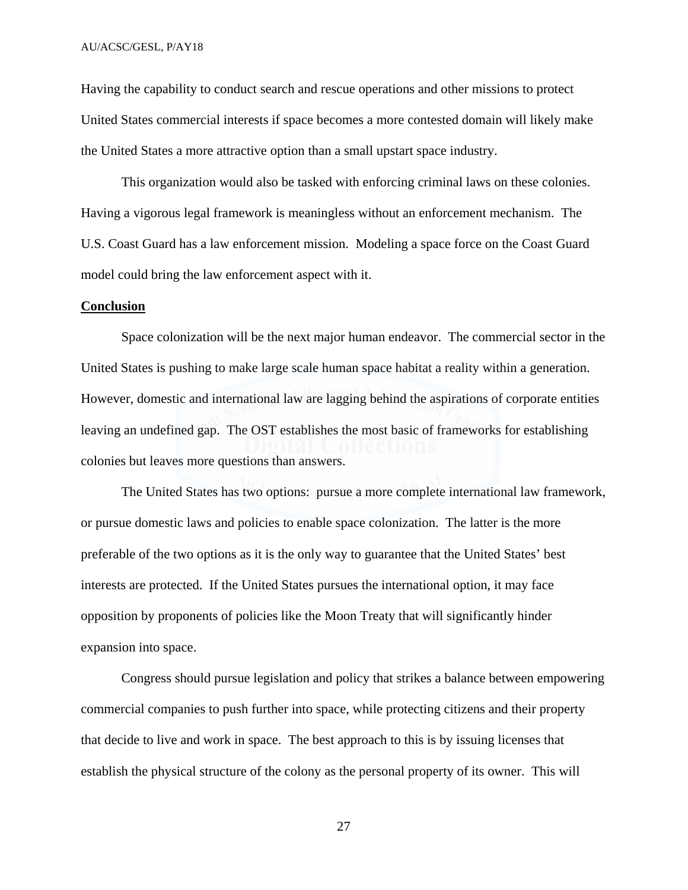Having the capability to conduct search and rescue operations and other missions to protect United States commercial interests if space becomes a more contested domain will likely make the United States a more attractive option than a small upstart space industry.

This organization would also be tasked with enforcing criminal laws on these colonies. Having a vigorous legal framework is meaningless without an enforcement mechanism. The U.S. Coast Guard has a law enforcement mission. Modeling a space force on the Coast Guard model could bring the law enforcement aspect with it.

**Conclusion**

Space colonization will be the next major human endeavor. The commercial sector in the United States is pushing to make large scale human space habitat a reality within a generation. However, domestic and international law are lagging behind the aspirations of corporate entities leaving an undefined gap. The OST establishes the most basic of frameworks for establishing colonies but leaves more questions than answers.

The United States has two options: pursue a more complete international law framework, or pursue domestic laws and policies to enable space colonization. The latter is the more preferable of the two options as it is the only way to guarantee that the United States' best interests are protected. If the United States pursues the international option, it may face opposition by proponents of policies like the Moon Treaty that will significantly hinder expansion into space.

Congress should pursue legislation and policy that strikes a balance between empowering commercial companies to push further into space, while protecting citizens and their property that decide to live and work in space. The best approach to this is by issuing licenses that establish the physical structure of the colony as the personal property of its owner. This will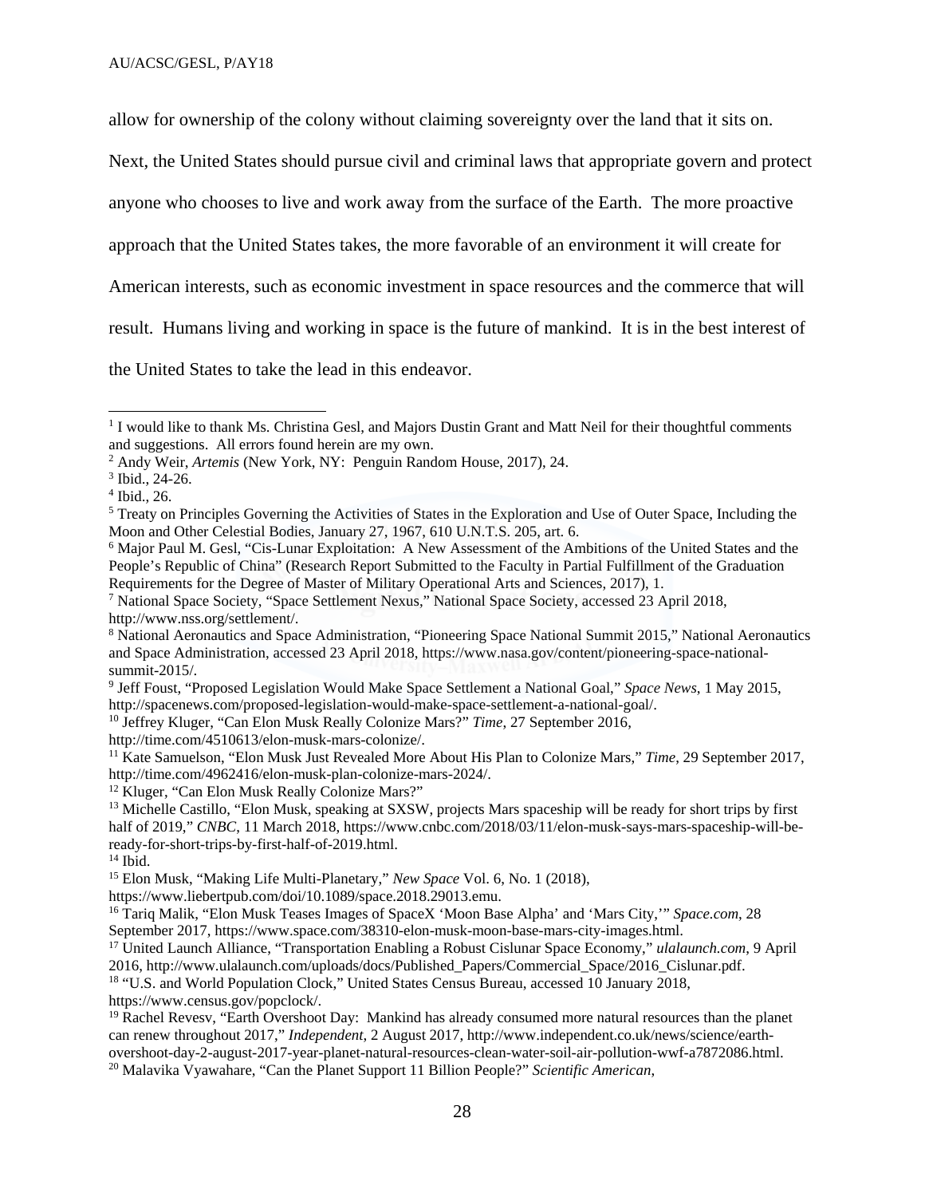allow for ownership of the colony without claiming sovereignty over the land that it sits on. Next, the United States should pursue civil and criminal laws that appropriate govern and protect anyone who chooses to live and work away from the surface of the Earth. The more proactive approach that the United States takes, the more favorable of an environment it will create for American interests, such as economic investment in space resources and the commerce that will result. Humans living and working in space is the future of mankind. It is in the best interest of the United States to take the lead in this endeavor.

---

[1] I would like to thank Ms. Christina Gesl, and Majors Dustin Grant and Matt Neil for their thoughtful comments and suggestions. All errors found herein are my own.

[2] Andy Weir, *Artemis* (New York, NY: Penguin Random House, 2017), 24.

[3] Ibid., 24-26.

[4] Ibid., 26.

[5] Treaty on Principles Governing the Activities of States in the Exploration and Use of Outer Space, Including the Moon and Other Celestial Bodies, January 27, 1967, 610 U.N.T.S. 205, art. 6.

[6] Major Paul M. Gesl, "Cis-Lunar Exploitation: A New Assessment of the Ambitions of the United States and the People's Republic of China" (Research Report Submitted to the Faculty in Partial Fulfillment of the Graduation Requirements for the Degree of Master of Military Operational Arts and Sciences, 2017), 1.

[7] National Space Society, "Space Settlement Nexus," National Space Society, accessed 23 April 2018, http://www.nss.org/settlement/.

[8] National Aeronautics and Space Administration, "Pioneering Space National Summit 2015," National Aeronautics and Space Administration, accessed 23 April 2018, https://www.nasa.gov/content/pioneering-space-national-summit-2015/.

[9] Jeff Foust, "Proposed Legislation Would Make Space Settlement a National Goal," *Space News*, 1 May 2015, http://spacenews.com/proposed-legislation-would-make-space-settlement-a-national-goal/.

[10] Jeffrey Kluger, "Can Elon Musk Really Colonize Mars?" *Time*, 27 September 2016, http://time.com/4510613/elon-musk-mars-colonize/.

[11] Kate Samuelson, "Elon Musk Just Revealed More About His Plan to Colonize Mars," *Time*, 29 September 2017, http://time.com/4962416/elon-musk-plan-colonize-mars-2024/.

[12] Kluger, "Can Elon Musk Really Colonize Mars?"

[13] Michelle Castillo, "Elon Musk, speaking at SXSW, projects Mars spaceship will be ready for short trips by first half of 2019," *CNBC*, 11 March 2018, https://www.cnbc.com/2018/03/11/elon-musk-says-mars-spaceship-will-be-ready-for-short-trips-by-first-half-of-2019.html.

[14] Ibid.

[15] Elon Musk, "Making Life Multi-Planetary," *New Space* Vol. 6, No. 1 (2018), https://www.liebertpub.com/doi/10.1089/space.2018.29013.emu.

[16] Tariq Malik, "Elon Musk Teases Images of SpaceX 'Moon Base Alpha' and 'Mars City,'" *Space.com*, 28 September 2017, https://www.space.com/38310-elon-musk-moon-base-mars-city-images.html.

[17] United Launch Alliance, "Transportation Enabling a Robust Cislunar Space Economy," *ulalaunch.com*, 9 April 2016, http://www.ulalaunch.com/uploads/docs/Published_Papers/Commercial_Space/2016_Cislunar.pdf.

[18] "U.S. and World Population Clock," United States Census Bureau, accessed 10 January 2018, https://www.census.gov/popclock/.

[19] Rachel Revesv, "Earth Overshoot Day: Mankind has already consumed more natural resources than the planet can renew throughout 2017," *Independent*, 2 August 2017, http://www.independent.co.uk/news/science/earth-overshoot-day-2-august-2017-year-planet-natural-resources-clean-water-soil-air-pollution-wwf-a7872086.html.

[20] Malavika Vyawahare, "Can the Planet Support 11 Billion People?" *Scientific American,*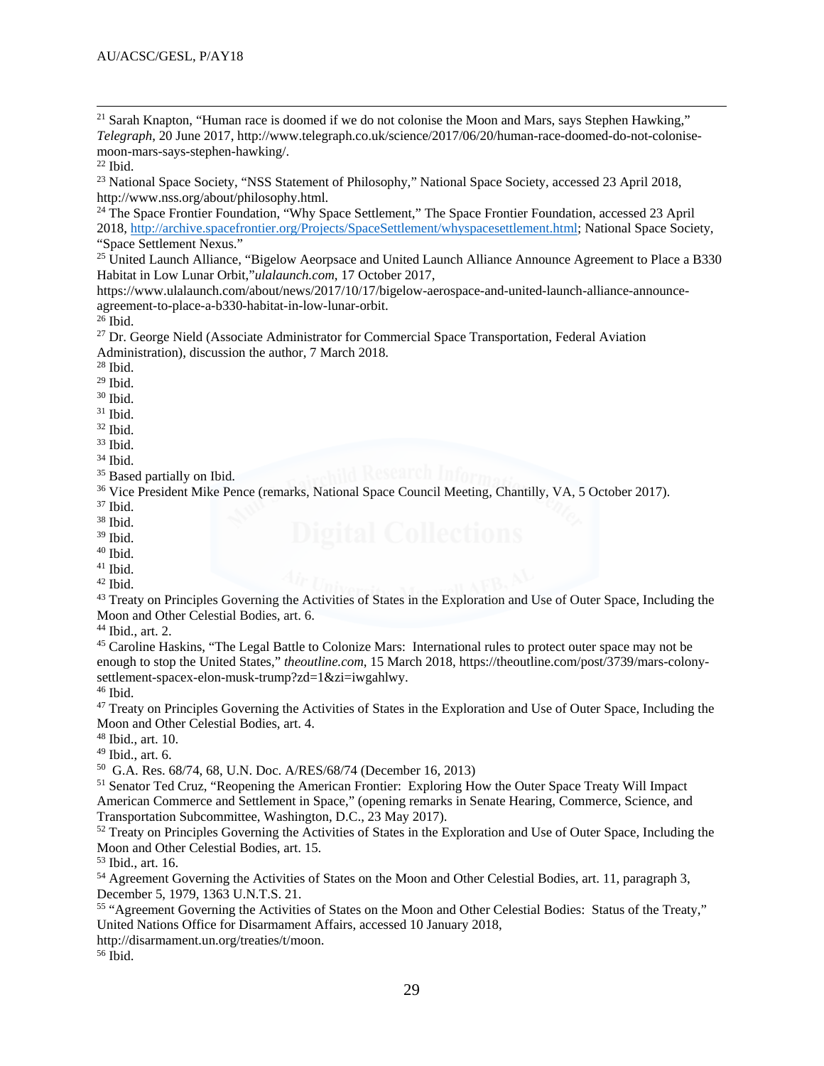[21] Sarah Knapton, "Human race is doomed if we do not colonise the Moon and Mars, says Stephen Hawking," *Telegraph*, 20 June 2017, http://www.telegraph.co.uk/science/2017/06/20/human-race-doomed-do-not-colonise-moon-mars-says-stephen-hawking/.
[22] Ibid.
[23] National Space Society, "NSS Statement of Philosophy," National Space Society, accessed 23 April 2018, http://www.nss.org/about/philosophy.html.
[24] The Space Frontier Foundation, "Why Space Settlement," The Space Frontier Foundation, accessed 23 April 2018, http://archive.spacefrontier.org/Projects/SpaceSettlement/whyspacesettlement.html; National Space Society, "Space Settlement Nexus."
[25] United Launch Alliance, "Bigelow Aeorpsace and United Launch Alliance Announce Agreement to Place a B330 Habitat in Low Lunar Orbit,"*ulalaunch.com*, 17 October 2017, https://www.ulalaunch.com/about/news/2017/10/17/bigelow-aerospace-and-united-launch-alliance-announce-agreement-to-place-a-b330-habitat-in-low-lunar-orbit.
[26] Ibid.
[27] Dr. George Nield (Associate Administrator for Commercial Space Transportation, Federal Aviation Administration), discussion the author, 7 March 2018.
[28] Ibid.
[29] Ibid.
[30] Ibid.
[31] Ibid.
[32] Ibid.
[33] Ibid.
[34] Ibid.
[35] Based partially on Ibid.
[36] Vice President Mike Pence (remarks, National Space Council Meeting, Chantilly, VA, 5 October 2017).
[37] Ibid.
[38] Ibid.
[39] Ibid.
[40] Ibid.
[41] Ibid.
[42] Ibid.
[43] Treaty on Principles Governing the Activities of States in the Exploration and Use of Outer Space, Including the Moon and Other Celestial Bodies, art. 6.
[44] Ibid., art. 2.
[45] Caroline Haskins, "The Legal Battle to Colonize Mars: International rules to protect outer space may not be enough to stop the United States," *theoutline.com*, 15 March 2018, https://theoutline.com/post/3739/mars-colony-settlement-spacex-elon-musk-trump?zd=1&zi=iwgahlwy.
[46] Ibid.
[47] Treaty on Principles Governing the Activities of States in the Exploration and Use of Outer Space, Including the Moon and Other Celestial Bodies, art. 4.
[48] Ibid., art. 10.
[49] Ibid., art. 6.
[50] G.A. Res. 68/74, 68, U.N. Doc. A/RES/68/74 (December 16, 2013)
[51] Senator Ted Cruz, "Reopening the American Frontier: Exploring How the Outer Space Treaty Will Impact American Commerce and Settlement in Space," (opening remarks in Senate Hearing, Commerce, Science, and Transportation Subcommittee, Washington, D.C., 23 May 2017).
[52] Treaty on Principles Governing the Activities of States in the Exploration and Use of Outer Space, Including the Moon and Other Celestial Bodies, art. 15.
[53] Ibid., art. 16.
[54] Agreement Governing the Activities of States on the Moon and Other Celestial Bodies, art. 11, paragraph 3, December 5, 1979, 1363 U.N.T.S. 21.
[55] "Agreement Governing the Activities of States on the Moon and Other Celestial Bodies: Status of the Treaty," United Nations Office for Disarmament Affairs, accessed 10 January 2018, http://disarmament.un.org/treaties/t/moon.
[56] Ibid.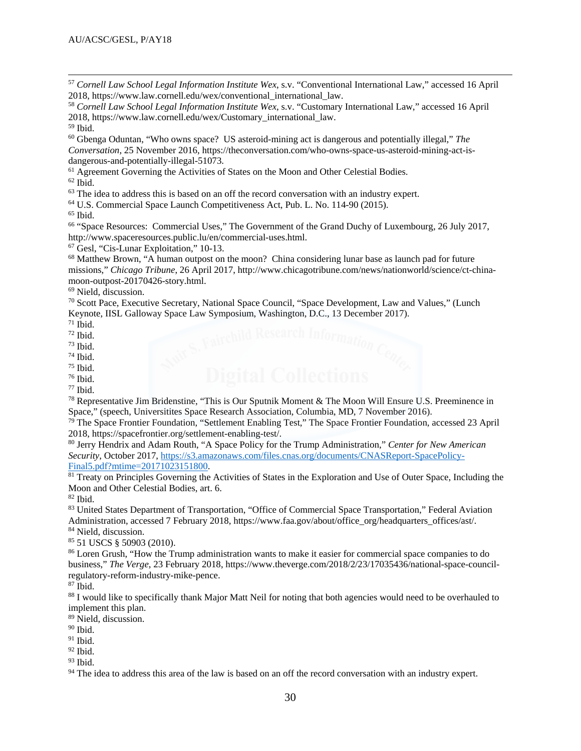[57] *Cornell Law School Legal Information Institute Wex*, s.v. "Conventional International Law," accessed 16 April 2018, https://www.law.cornell.edu/wex/conventional_international_law.

[58] *Cornell Law School Legal Information Institute Wex*, s.v. "Customary International Law," accessed 16 April 2018, https://www.law.cornell.edu/wex/Customary_international_law.

[59] Ibid.

[60] Gbenga Oduntan, "Who owns space? US asteroid-mining act is dangerous and potentially illegal," *The Conversation*, 25 November 2016, https://theconversation.com/who-owns-space-us-asteroid-mining-act-is-dangerous-and-potentially-illegal-51073.

[61] Agreement Governing the Activities of States on the Moon and Other Celestial Bodies.

[62] Ibid.

[63] The idea to address this is based on an off the record conversation with an industry expert.

[64] U.S. Commercial Space Launch Competitiveness Act, Pub. L. No. 114-90 (2015).

[65] Ibid.

[66] "Space Resources: Commercial Uses," The Government of the Grand Duchy of Luxembourg, 26 July 2017, http://www.spaceresources.public.lu/en/commercial-uses.html.

[67] Gesl, "Cis-Lunar Exploitation," 10-13.

[68] Matthew Brown, "A human outpost on the moon? China considering lunar base as launch pad for future missions," *Chicago Tribune*, 26 April 2017, http://www.chicagotribune.com/news/nationworld/science/ct-china-moon-outpost-20170426-story.html.

[69] Nield, discussion.

[70] Scott Pace, Executive Secretary, National Space Council, "Space Development, Law and Values," (Lunch Keynote, IISL Galloway Space Law Symposium, Washington, D.C., 13 December 2017).

[71] Ibid.

[72] Ibid.

[73] Ibid.

[74] Ibid.

[75] Ibid.

[76] Ibid.

[77] Ibid.

[78] Representative Jim Bridenstine, "This is Our Sputnik Moment & The Moon Will Ensure U.S. Preeminence in Space," (speech, Universitites Space Research Association, Columbia, MD, 7 November 2016).

[79] The Space Frontier Foundation, "Settlement Enabling Test," The Space Frontier Foundation, accessed 23 April 2018, https://spacefrontier.org/settlement-enabling-test/.

[80] Jerry Hendrix and Adam Routh, "A Space Policy for the Trump Administration," *Center for New American Security*, October 2017, https://s3.amazonaws.com/files.cnas.org/documents/CNASReport-SpacePolicy-Final5.pdf?mtime=20171023151800.

[81] Treaty on Principles Governing the Activities of States in the Exploration and Use of Outer Space, Including the Moon and Other Celestial Bodies, art. 6.

[82] Ibid.

[83] United States Department of Transportation, "Office of Commercial Space Transportation," Federal Aviation Administration, accessed 7 February 2018, https://www.faa.gov/about/office_org/headquarters_offices/ast/.

[84] Nield, discussion.

[85] 51 USCS § 50903 (2010).

[86] Loren Grush, "How the Trump administration wants to make it easier for commercial space companies to do business," *The Verge*, 23 February 2018, https://www.theverge.com/2018/2/23/17035436/national-space-council-regulatory-reform-industry-mike-pence.

[87] Ibid.

[88] I would like to specifically thank Major Matt Neil for noting that both agencies would need to be overhauled to implement this plan.

[89] Nield, discussion.

[90] Ibid.

[91] Ibid.

[92] Ibid.

[93] Ibid.

[94] The idea to address this area of the law is based on an off the record conversation with an industry expert.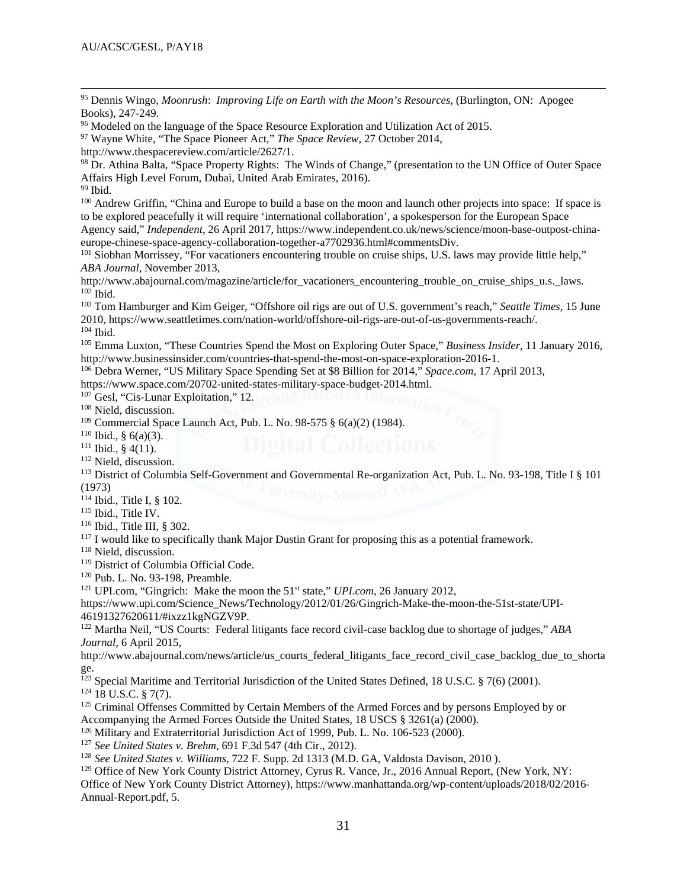[95] Dennis Wingo, *Moonrush*: *Improving Life on Earth with the Moon's Resources*, (Burlington, ON: Apogee Books), 247-249.

[96] Modeled on the language of the Space Resource Exploration and Utilization Act of 2015.

[97] Wayne White, "The Space Pioneer Act," *The Space Review*, 27 October 2014, http://www.thespacereview.com/article/2627/1.

[98] Dr. Athina Balta, "Space Property Rights: The Winds of Change," (presentation to the UN Office of Outer Space Affairs High Level Forum, Dubai, United Arab Emirates, 2016).

[99] Ibid.

[100] Andrew Griffin, "China and Europe to build a base on the moon and launch other projects into space: If space is to be explored peacefully it will require 'international collaboration', a spokesperson for the European Space Agency said," *Independent*, 26 April 2017, https://www.independent.co.uk/news/science/moon-base-outpost-china-europe-chinese-space-agency-collaboration-together-a7702936.html#commentsDiv.

[101] Siobhan Morrissey, "For vacationers encountering trouble on cruise ships, U.S. laws may provide little help," *ABA Journal*, November 2013, http://www.abajournal.com/magazine/article/for_vacationers_encountering_trouble_on_cruise_ships_u.s._laws.

[102] Ibid.

[103] Tom Hamburger and Kim Geiger, "Offshore oil rigs are out of U.S. government's reach," *Seattle Times*, 15 June 2010, https://www.seattletimes.com/nation-world/offshore-oil-rigs-are-out-of-us-governments-reach/.

[104] Ibid.

[105] Emma Luxton, "These Countries Spend the Most on Exploring Outer Space," *Business Insider*, 11 January 2016, http://www.businessinsider.com/countries-that-spend-the-most-on-space-exploration-2016-1.

[106] Debra Werner, "US Military Space Spending Set at $8 Billion for 2014," *Space.com*, 17 April 2013, https://www.space.com/20702-united-states-military-space-budget-2014.html.

[107] Gesl, "Cis-Lunar Exploitation," 12.

[108] Nield, discussion.

[109] Commercial Space Launch Act, Pub. L. No. 98-575 § 6(a)(2) (1984).

[110] Ibid., § 6(a)(3).

[111] Ibid., § 4(11).

[112] Nield, discussion.

[113] District of Columbia Self-Government and Governmental Re-organization Act, Pub. L. No. 93-198, Title I § 101 (1973)

[114] Ibid., Title I, § 102.

[115] Ibid., Title IV.

[116] Ibid., Title III, § 302.

[117] I would like to specifically thank Major Dustin Grant for proposing this as a potential framework.

[118] Nield, discussion.

[119] District of Columbia Official Code.

[120] Pub. L. No. 93-198, Preamble.

[121] UPI.com, "Gingrich: Make the moon the 51st state," *UPI.com*, 26 January 2012, https://www.upi.com/Science_News/Technology/2012/01/26/Gingrich-Make-the-moon-the-51st-state/UPI-46191327620611/#ixzz1kgNGZV9P.

[122] Martha Neil, "US Courts: Federal litigants face record civil-case backlog due to shortage of judges," *ABA Journal*, 6 April 2015, http://www.abajournal.com/news/article/us_courts_federal_litigants_face_record_civil_case_backlog_due_to_shortage.

[123] Special Maritime and Territorial Jurisdiction of the United States Defined, 18 U.S.C. § 7(6) (2001).

[124] 18 U.S.C. § 7(7).

[125] Criminal Offenses Committed by Certain Members of the Armed Forces and by persons Employed by or Accompanying the Armed Forces Outside the United States, 18 USCS § 3261(a) (2000).

[126] Military and Extraterritorial Jurisdiction Act of 1999, Pub. L. No. 106-523 (2000).

[127] *See United States v. Brehm*, 691 F.3d 547 (4th Cir., 2012).

[128] *See United States v. Williams*, 722 F. Supp. 2d 1313 (M.D. GA, Valdosta Davison, 2010 ).

[129] Office of New York County District Attorney, Cyrus R. Vance, Jr., 2016 Annual Report, (New York, NY: Office of New York County District Attorney), https://www.manhattanda.org/wp-content/uploads/2018/02/2016-Annual-Report.pdf, 5.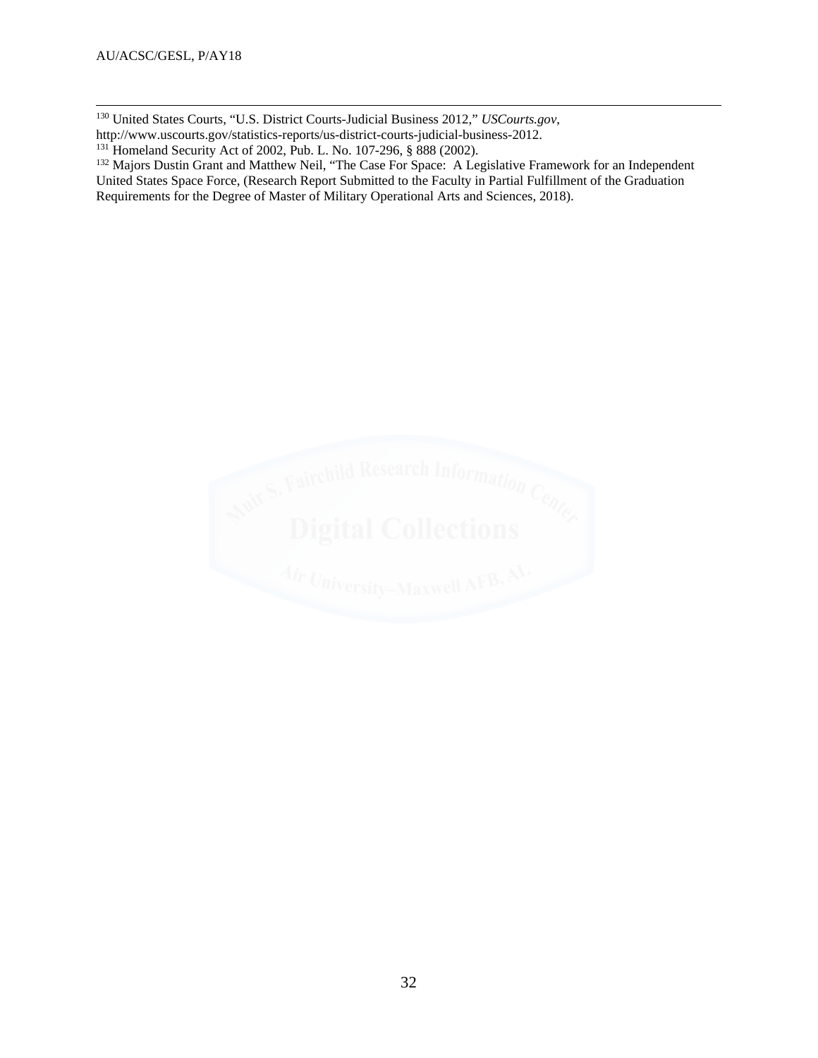[130] United States Courts, "U.S. District Courts-Judicial Business 2012," *USCourts.gov*, http://www.uscourts.gov/statistics-reports/us-district-courts-judicial-business-2012.

[131] Homeland Security Act of 2002, Pub. L. No. 107-296, § 888 (2002).

[132] Majors Dustin Grant and Matthew Neil, "The Case For Space: A Legislative Framework for an Independent United States Space Force, (Research Report Submitted to the Faculty in Partial Fulfillment of the Graduation Requirements for the Degree of Master of Military Operational Arts and Sciences, 2018).